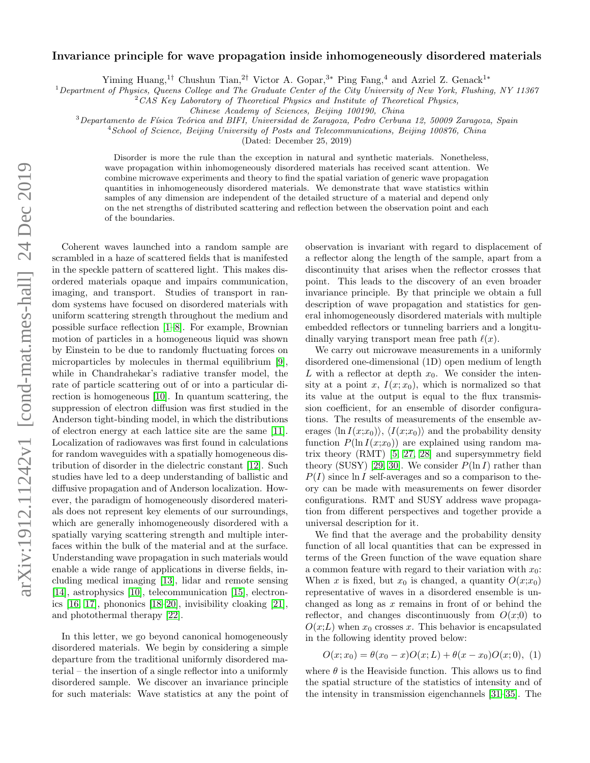# Invariance principle for wave propagation inside inhomogeneously disordered materials

Yiming Huang,[1†] Chushun Tian,[2†] Victor A. Gopar,[3*] Ping Fang,[4] and Azriel Z. Genack[1*]

[1]Department of Physics, Queens College and The Graduate Center of the City University of New York, Flushing, NY 11367
[2]CAS Key Laboratory of Theoretical Physics and Institute of Theoretical Physics, Chinese Academy of Sciences, Beijing 100190, China
[3]Departamento de Física Teórica and BIFI, Universidad de Zaragoza, Pedro Cerbuna 12, 50009 Zaragoza, Spain
[4]School of Science, Beijing University of Posts and Telecommunications, Beijing 100876, China

(Dated: December 25, 2019)

Disorder is more the rule than the exception in natural and synthetic materials. Nonetheless, wave propagation within inhomogeneously disordered materials has received scant attention. We combine microwave experiments and theory to find the spatial variation of generic wave propagation quantities in inhomogeneously disordered materials. We demonstrate that wave statistics within samples of any dimension are independent of the detailed structure of a material and depend only on the net strengths of distributed scattering and reflection between the observation point and each of the boundaries.

Coherent waves launched into a random sample are scrambled in a haze of scattered fields that is manifested in the speckle pattern of scattered light. This makes disordered materials opaque and impairs communication, imaging, and transport. Studies of transport in random systems have focused on disordered materials with uniform scattering strength throughout the medium and possible surface reflection [1–8]. For example, Brownian motion of particles in a homogeneous liquid was shown by Einstein to be due to randomly fluctuating forces on microparticles by molecules in thermal equilibrium [9], while in Chandrahekar's radiative transfer model, the rate of particle scattering out of or into a particular direction is homogeneous [10]. In quantum scattering, the suppression of electron diffusion was first studied in the Anderson tight-binding model, in which the distributions of electron energy at each lattice site are the same [11]. Localization of radiowaves was first found in calculations for random waveguides with a spatially homogeneous distribution of disorder in the dielectric constant [12]. Such studies have led to a deep understanding of ballistic and diffusive propagation and of Anderson localization. However, the paradigm of homogeneously disordered materials does not represent key elements of our surroundings, which are generally inhomogeneously disordered with a spatially varying scattering strength and multiple interfaces within the bulk of the material and at the surface. Understanding wave propagation in such materials would enable a wide range of applications in diverse fields, including medical imaging [13], lidar and remote sensing [14], astrophysics [10], telecommunication [15], electronics [16, 17], phononics [18–20], invisibility cloaking [21], and photothermal therapy [22].

In this letter, we go beyond canonical homogeneously disordered materials. We begin by considering a simple departure from the traditional uniformly disordered material – the insertion of a single reflector into a uniformly disordered sample. We discover an invariance principle for such materials: Wave statistics at any the point of observation is invariant with regard to displacement of a reflector along the length of the sample, apart from a discontinuity that arises when the reflector crosses that point. This leads to the discovery of an even broader invariance principle. By that principle we obtain a full description of wave propagation and statistics for general inhomogeneously disordered materials with multiple embedded reflectors or tunneling barriers and a longitudinally varying transport mean free path $\ell(x)$.

We carry out microwave measurements in a uniformly disordered one-dimensional (1D) open medium of length $L$ with a reflector at depth $x_0$. We consider the intensity at a point $x$, $I(x;x_0)$, which is normalized so that its value at the output is equal to the flux transmission coefficient, for an ensemble of disorder configurations. The results of measurements of the ensemble averages $\langle \ln I(x;x_0)\rangle$, $\langle I(x;x_0)\rangle$ and the probability density function $P(\ln I(x;x_0))$ are explained using random matrix theory (RMT) [5, 27, 28] and supersymmetry field theory (SUSY) [29, 30]. We consider $P(\ln I)$ rather than $P(I)$ since $\ln I$ self-averages and so a comparison to theory can be made with measurements on fewer disorder configurations. RMT and SUSY address wave propagation from different perspectives and together provide a universal description for it.

We find that the average and the probability density function of all local quantities that can be expressed in terms of the Green function of the wave equation share a common feature with regard to their variation with $x_0$: When $x$ is fixed, but $x_0$ is changed, a quantity $O(x;x_0)$ representative of waves in a disordered ensemble is unchanged as long as $x$ remains in front of or behind the reflector, and changes discontinuously from $O(x;0)$ to $O(x;L)$ when $x_0$ crosses $x$. This behavior is encapsulated in the following identity proved below:

$$O(x;x_0) = \theta(x_0 - x)O(x;L) + \theta(x - x_0)O(x;0), \quad (1)$$

where $\theta$ is the Heaviside function. This allows us to find the spatial structure of the statistics of intensity and of the intensity in transmission eigenchannels [31–35]. The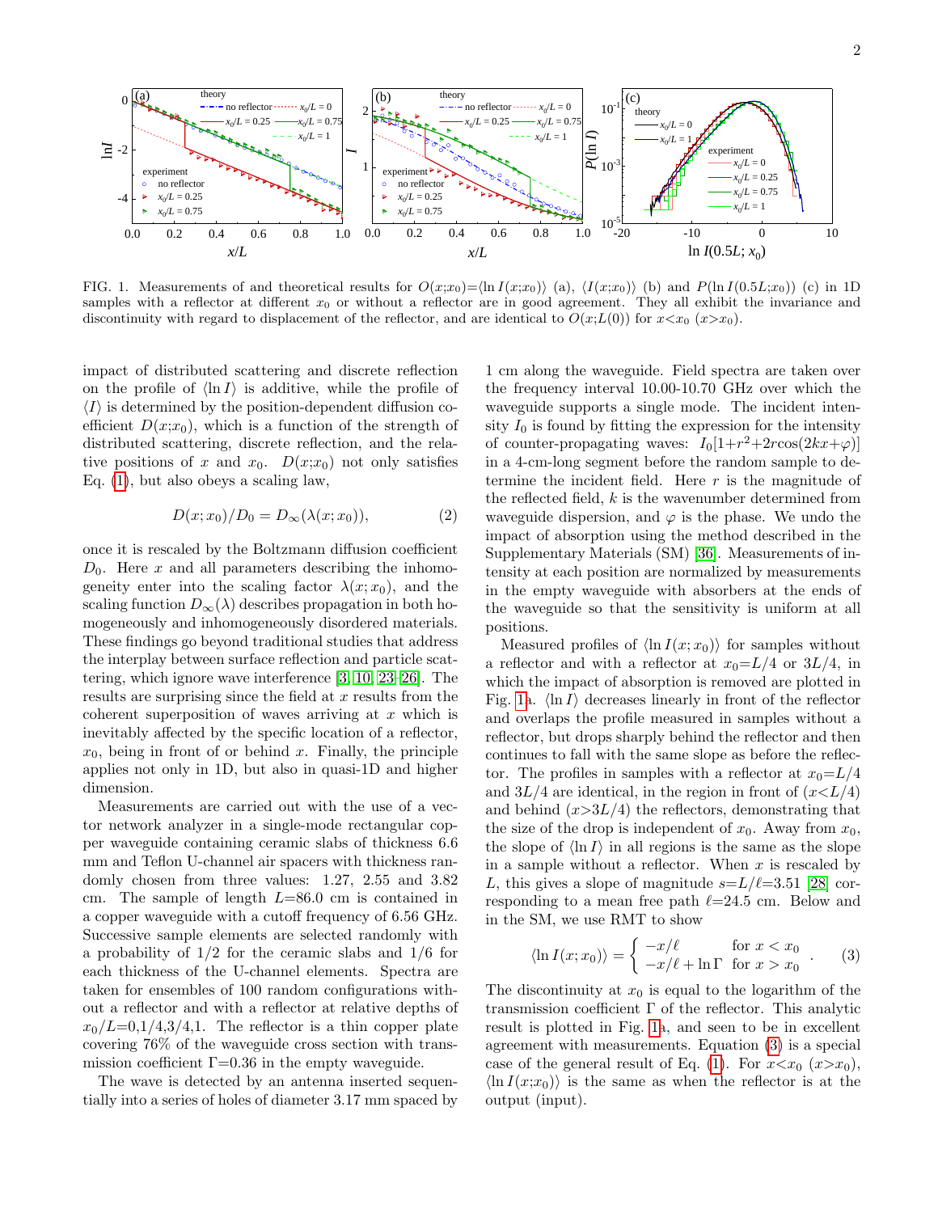FIG. 1. Measurements of and theoretical results for $O(x;x_0)=\langle \ln I(x;x_0)\rangle$ (a), $\langle I(x;x_0)\rangle$ (b) and $P(\ln I(0.5L;x_0))$ (c) in 1D samples with a reflector at different $x_0$ or without a reflector are in good agreement. They all exhibit the invariance and discontinuity with regard to displacement of the reflector, and are identical to $O(x;L(0))$ for $x<x_0$ ($x>x_0$).

impact of distributed scattering and discrete reflection on the profile of $\langle \ln I\rangle$ is additive, while the profile of $\langle I\rangle$ is determined by the position-dependent diffusion coefficient $D(x;x_0)$, which is a function of the strength of distributed scattering, discrete reflection, and the relative positions of $x$ and $x_0$. $D(x;x_0)$ not only satisfies Eq. (1), but also obeys a scaling law,

$$D(x;x_0)/D_0 = D_\infty(\lambda(x;x_0)), \tag{2}$$

once it is rescaled by the Boltzmann diffusion coefficient $D_0$. Here $x$ and all parameters describing the inhomogeneity enter into the scaling factor $\lambda(x;x_0)$, and the scaling function $D_\infty(\lambda)$ describes propagation in both homogeneously and inhomogeneously disordered materials. These findings go beyond traditional studies that address the interplay between surface reflection and particle scattering, which ignore wave interference [3, 10, 23–26]. The results are surprising since the field at $x$ results from the coherent superposition of waves arriving at $x$ which is inevitably affected by the specific location of a reflector, $x_0$, being in front of or behind $x$. Finally, the principle applies not only in 1D, but also in quasi-1D and higher dimension.

Measurements are carried out with the use of a vector network analyzer in a single-mode rectangular copper waveguide containing ceramic slabs of thickness 6.6 mm and Teflon U-channel air spacers with thickness randomly chosen from three values: 1.27, 2.55 and 3.82 cm. The sample of length $L$=86.0 cm is contained in a copper waveguide with a cutoff frequency of 6.56 GHz. Successive sample elements are selected randomly with a probability of 1/2 for the ceramic slabs and 1/6 for each thickness of the U-channel elements. Spectra are taken for ensembles of 100 random configurations without a reflector and with a reflector at relative depths of $x_0/L$=0,1/4,3/4,1. The reflector is a thin copper plate covering 76% of the waveguide cross section with transmission coefficient $\Gamma$=0.36 in the empty waveguide.

The wave is detected by an antenna inserted sequentially into a series of holes of diameter 3.17 mm spaced by 1 cm along the waveguide. Field spectra are taken over the frequency interval 10.00-10.70 GHz over which the waveguide supports a single mode. The incident intensity $I_0$ is found by fitting the expression for the intensity of counter-propagating waves: $I_0[1+r^2+2r\cos(2kx+\varphi)]$ in a 4-cm-long segment before the random sample to determine the incident field. Here $r$ is the magnitude of the reflected field, $k$ is the wavenumber determined from waveguide dispersion, and $\varphi$ is the phase. We undo the impact of absorption using the method described in the Supplementary Materials (SM) [36]. Measurements of intensity at each position are normalized by measurements in the empty waveguide with absorbers at the ends of the waveguide so that the sensitivity is uniform at all positions.

Measured profiles of $\langle \ln I(x;x_0)\rangle$ for samples without a reflector and with a reflector at $x_0$=$L$/4 or 3$L$/4, in which the impact of absorption is removed are plotted in Fig. 1a. $\langle \ln I\rangle$ decreases linearly in front of the reflector and overlaps the profile measured in samples without a reflector, but drops sharply behind the reflector and then continues to fall with the same slope as before the reflector. The profiles in samples with a reflector at $x_0$=$L$/4 and 3$L$/4 are identical, in the region in front of ($x$<$L$/4) and behind ($x$>3$L$/4) the reflectors, demonstrating that the size of the drop is independent of $x_0$. Away from $x_0$, the slope of $\langle \ln I\rangle$ in all regions is the same as the slope in a sample without a reflector. When $x$ is rescaled by $L$, this gives a slope of magnitude $s$=$L/\ell$=3.51 [28] corresponding to a mean free path $\ell$=24.5 cm. Below and in the SM, we use RMT to show

$$\langle \ln I(x;x_0)\rangle = \begin{cases} -x/\ell & \text{for } x < x_0 \\ -x/\ell + \ln\Gamma & \text{for } x > x_0 \end{cases} . \tag{3}$$

The discontinuity at $x_0$ is equal to the logarithm of the transmission coefficient $\Gamma$ of the reflector. This analytic result is plotted in Fig. 1a, and seen to be in excellent agreement with measurements. Equation (3) is a special case of the general result of Eq. (1). For $x$<$x_0$ ($x$>$x_0$), $\langle \ln I(x;x_0)\rangle$ is the same as when the reflector is at the output (input).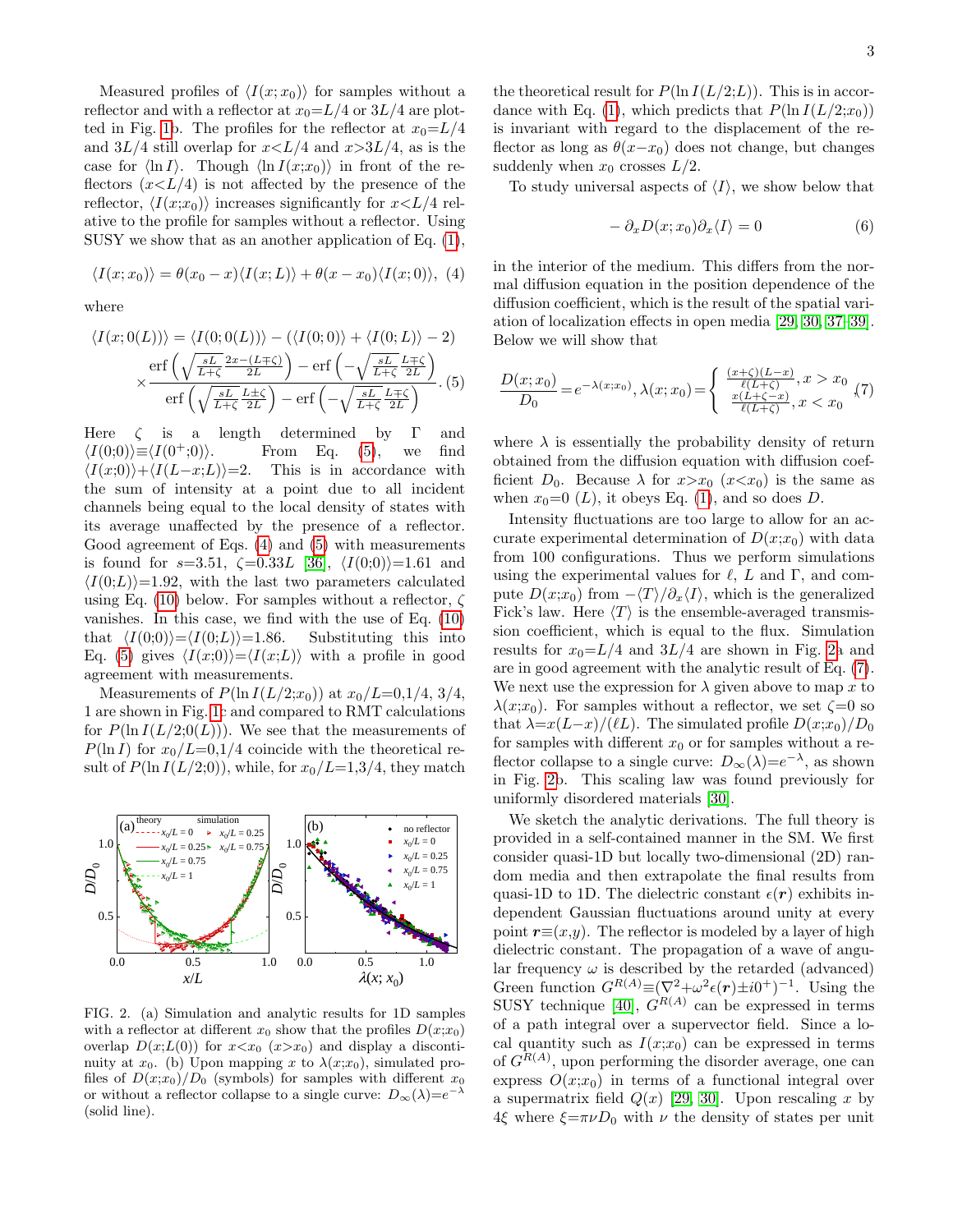Measured profiles of $\langle I(x;x_0)\rangle$ for samples without a reflector and with a reflector at $x_0{=}L/4$ or $3L/4$ are plotted in Fig. 1b. The profiles for the reflector at $x_0{=}L/4$ and $3L/4$ still overlap for $x{<}L/4$ and $x{>}3L/4$, as is the case for $\langle \ln I\rangle$. Though $\langle \ln I(x;x_0)\rangle$ in front of the reflectors ($x{<}L/4$) is not affected by the presence of the reflector, $\langle I(x;x_0)\rangle$ increases significantly for $x{<}L/4$ relative to the profile for samples without a reflector. Using SUSY we show that as an another application of Eq. (1),

$$\langle I(x;x_0)\rangle = \theta(x_0-x)\langle I(x;L)\rangle + \theta(x-x_0)\langle I(x;0)\rangle, \quad (4)$$

where

$$\langle I(x;0(L))\rangle = \langle I(0;0(L))\rangle - (\langle I(0;0)\rangle + \langle I(0;L)\rangle - 2) \times \frac{\operatorname{erf}\left(\sqrt{\frac{sL}{L+\zeta}}\frac{2x-(L\mp\zeta)}{2L}\right) - \operatorname{erf}\left(-\sqrt{\frac{sL}{L+\zeta}}\frac{L\mp\zeta}{2L}\right)}{\operatorname{erf}\left(\sqrt{\frac{sL}{L+\zeta}}\frac{L\pm\zeta}{2L}\right) - \operatorname{erf}\left(-\sqrt{\frac{sL}{L+\zeta}}\frac{L\mp\zeta}{2L}\right)}. \quad (5)$$

Here $\zeta$ is a length determined by $\Gamma$ and $\langle I(0;0)\rangle \equiv \langle I(0^+;0)\rangle$. From Eq. (5), we find $\langle I(x;0)\rangle + \langle I(L-x;L)\rangle = 2$. This is in accordance with the sum of intensity at a point due to all incident channels being equal to the local density of states with its average unaffected by the presence of a reflector. Good agreement of Eqs. (4) and (5) with measurements is found for $s{=}3.51$, $\zeta{=}0.33L$ [36], $\langle I(0;0)\rangle{=}1.61$ and $\langle I(0;L)\rangle{=}1.92$, with the last two parameters calculated using Eq. (10) below. For samples without a reflector, $\zeta$ vanishes. In this case, we find with the use of Eq. (10) that $\langle I(0;0)\rangle{=}\langle I(0;L)\rangle{=}1.86$. Substituting this into Eq. (5) gives $\langle I(x;0)\rangle{=}\langle I(x;L)\rangle$ with a profile in good agreement with measurements.

Measurements of $P(\ln I(L/2;x_0))$ at $x_0/L{=}0,1/4,\,3/4,\,1$ are shown in Fig. 1c and compared to RMT calculations for $P(\ln I(L/2;0(L)))$. We see that the measurements of $P(\ln I)$ for $x_0/L{=}0,1/4$ coincide with the theoretical result of $P(\ln I(L/2;0))$, while, for $x_0/L{=}1,3/4$, they match the theoretical result for $P(\ln I(L/2;L))$. This is in accordance with Eq. (1), which predicts that $P(\ln I(L/2;x_0))$ is invariant with regard to the displacement of the reflector as long as $\theta(x-x_0)$ does not change, but changes suddenly when $x_0$ crosses $L/2$.

FIG. 2. (a) Simulation and analytic results for 1D samples with a reflector at different $x_0$ show that the profiles $D(x;x_0)$ overlap $D(x;L(0))$ for $x{<}x_0$ ($x{>}x_0$) and display a discontinuity at $x_0$. (b) Upon mapping $x$ to $\lambda(x;x_0)$, simulated profiles of $D(x;x_0)/D_0$ (symbols) for samples with different $x_0$ or without a reflector collapse to a single curve: $D_\infty(\lambda){=}e^{-\lambda}$ (solid line).

To study universal aspects of $\langle I\rangle$, we show below that

$$-\partial_x D(x;x_0)\partial_x\langle I\rangle = 0 \quad (6)$$

in the interior of the medium. This differs from the normal diffusion equation in the position dependence of the diffusion coefficient, which is the result of the spatial variation of localization effects in open media [29, 30, 37–39]. Below we will show that

$$\frac{D(x;x_0)}{D_0} = e^{-\lambda(x;x_0)},\ \lambda(x;x_0) = \begin{cases} \frac{(x+\zeta)(L-x)}{\ell(L+\zeta)}, & x > x_0 \\ \frac{x(L+\zeta-x)}{\ell(L+\zeta)}, & x < x_0 \end{cases}, \quad (7)$$

where $\lambda$ is essentially the probability density of return obtained from the diffusion equation with diffusion coefficient $D_0$. Because $\lambda$ for $x{>}x_0$ ($x{<}x_0$) is the same as when $x_0{=}0$ ($L$), it obeys Eq. (1), and so does $D$.

Intensity fluctuations are too large to allow for an accurate experimental determination of $D(x;x_0)$ with data from 100 configurations. Thus we perform simulations using the experimental values for $\ell$, $L$ and $\Gamma$, and compute $D(x;x_0)$ from $-\langle T\rangle/\partial_x\langle I\rangle$, which is the generalized Fick's law. Here $\langle T\rangle$ is the ensemble-averaged transmission coefficient, which is equal to the flux. Simulation results for $x_0{=}L/4$ and $3L/4$ are shown in Fig. 2a and are in good agreement with the analytic result of Eq. (7). We next use the expression for $\lambda$ given above to map $x$ to $\lambda(x;x_0)$. For samples without a reflector, we set $\zeta{=}0$ so that $\lambda{=}x(L-x)/(\ell L)$. The simulated profile $D(x;x_0)/D_0$ for samples with different $x_0$ or without a reflector collapse to a single curve: $D_\infty(\lambda){=}e^{-\lambda}$, as shown in Fig. 2b. This scaling law was found previously for uniformly disordered materials [30].

We sketch the analytic derivations. The full theory is provided in a self-contained manner in the SM. We first consider quasi-1D but locally two-dimensional (2D) random media and then extrapolate the final results from quasi-1D to 1D. The dielectric constant $\epsilon(\boldsymbol{r})$ exhibits independent Gaussian fluctuations around unity at every point $\boldsymbol{r}{\equiv}(x,y)$. The reflector is modeled by a layer of high dielectric constant. The propagation of a wave of angular frequency $\omega$ is described by the retarded (advanced) Green function $G^{R(A)} {\equiv} (\nabla^2 + \omega^2\epsilon(\boldsymbol{r}) \pm i0^+)^{-1}$. Using the SUSY technique [40], $G^{R(A)}$ can be expressed in terms of a path integral over a supervector field. Since a local quantity such as $I(x;x_0)$ can be expressed in terms of $G^{R(A)}$, upon performing the disorder average, one can express $O(x;x_0)$ in terms of a functional integral over a supermatrix field $Q(x)$ [29, 30]. Upon rescaling $x$ by $4\xi$ where $\xi{=}\pi\nu D_0$ with $\nu$ the density of states per unit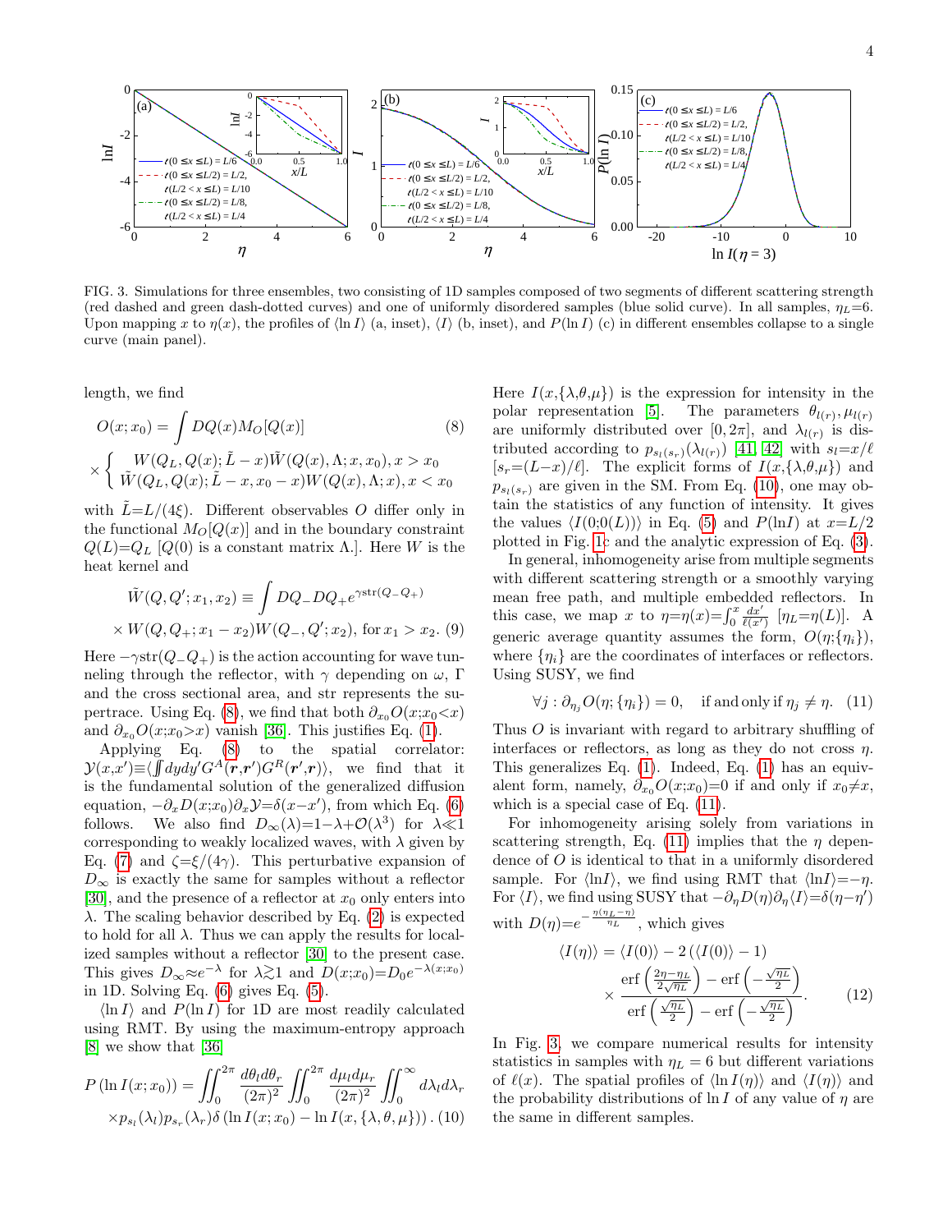FIG. 3. Simulations for three ensembles, two consisting of 1D samples composed of two segments of different scattering strength (red dashed and green dash-dotted curves) and one of uniformly disordered samples (blue solid curve). In all samples, $\eta_L=6$. Upon mapping $x$ to $\eta(x)$, the profiles of $\langle \ln I\rangle$ (a, inset), $\langle I\rangle$ (b, inset), and $P(\ln I)$ (c) in different ensembles collapse to a single curve (main panel).

length, we find

$$O(x;x_0)=\int DQ(x)M_O[Q(x)] \tag{8}$$
$$\times\begin{cases} W(Q_L,Q(x);\tilde L-x)\tilde W(Q(x),\Lambda;x,x_0), x>x_0\\ \tilde W(Q_L,Q(x);\tilde L-x,x_0-x)W(Q(x),\Lambda;x), x<x_0\end{cases}$$

with $\tilde L=L/(4\xi)$. Different observables $O$ differ only in the functional $M_O[Q(x)]$ and in the boundary constraint $Q(L)=Q_L$ [$Q(0)$ is a constant matrix $\Lambda$.]. Here $W$ is the heat kernel and

$$\tilde W(Q,Q';x_1,x_2)\equiv\int DQ_-DQ_+e^{\gamma \mathrm{str}(Q_-Q_+)}$$
$$\times W(Q,Q_+;x_1-x_2)W(Q_-,Q';x_2), \text{ for } x_1>x_2. \tag{9}$$

Here $-\gamma\mathrm{str}(Q_-Q_+)$ is the action accounting for wave tunneling through the reflector, with $\gamma$ depending on $\omega$, $\Gamma$ and the cross sectional area, and str represents the supertrace. Using Eq. (8), we find that both $\partial_{x_0}O(x;x_0<x)$ and $\partial_{x_0}O(x;x_0>x)$ vanish [36]. This justifies Eq. (1).

Applying Eq. (8) to the spatial correlator: $\mathcal{Y}(x,x')\equiv\langle\iint dydy'G^A(\boldsymbol{r},\boldsymbol{r}')G^R(\boldsymbol{r}',\boldsymbol{r})\rangle$, we find that it is the fundamental solution of the generalized diffusion equation, $-\partial_xD(x;x_0)\partial_x\mathcal{Y}=\delta(x-x')$, from which Eq. (6) follows. We also find $D_\infty(\lambda)=1-\lambda+\mathcal{O}(\lambda^3)$ for $\lambda\ll1$ corresponding to weakly localized waves, with $\lambda$ given by Eq. (7) and $\zeta=\xi/(4\gamma)$. This perturbative expansion of $D_\infty$ is exactly the same for samples without a reflector [30], and the presence of a reflector at $x_0$ only enters into $\lambda$. The scaling behavior described by Eq. (2) is expected to hold for all $\lambda$. Thus we can apply the results for localized samples without a reflector [30] to the present case. This gives $D_\infty\approx e^{-\lambda}$ for $\lambda\gtrsim1$ and $D(x;x_0)=D_0e^{-\lambda(x;x_0)}$ in 1D. Solving Eq. (6) gives Eq. (5).

$\langle\ln I\rangle$ and $P(\ln I)$ for 1D are most readily calculated using RMT. By using the maximum-entropy approach [8] we show that [36]

$$P\left(\ln I(x;x_0)\right)=\iint_0^{2\pi}\frac{d\theta_ld\theta_r}{(2\pi)^2}\iint_0^{2\pi}\frac{d\mu_ld\mu_r}{(2\pi)^2}\iint_0^{\infty}d\lambda_ld\lambda_r$$
$$\times p_{s_l}(\lambda_l)p_{s_r}(\lambda_r)\delta\left(\ln I(x;x_0)-\ln I(x,\{\lambda,\theta,\mu\})\right). \tag{10}$$

Here $I(x,\{\lambda,\theta,\mu\})$ is the expression for intensity in the polar representation [5]. The parameters $\theta_{l(r)},\mu_{l(r)}$ are uniformly distributed over $[0,2\pi]$, and $\lambda_{l(r)}$ is distributed according to $p_{s_{l(r)}}(\lambda_{l(r)})$ [41, 42] with $s_l=x/\ell$ [$s_r=(L-x)/\ell$]. The explicit forms of $I(x,\{\lambda,\theta,\mu\})$ and $p_{s_{l(r)}}$ are given in the SM. From Eq. (10), one may obtain the statistics of any function of intensity. It gives the values $\langle I(0;0(L))\rangle$ in Eq. (5) and $P(\ln I)$ at $x=L/2$ plotted in Fig. 1c and the analytic expression of Eq. (3).

In general, inhomogeneity arise from multiple segments with different scattering strength or a smoothly varying mean free path, and multiple embedded reflectors. In this case, we map $x$ to $\eta=\eta(x)=\int_0^x\frac{dx'}{\ell(x')}$ [$\eta_L=\eta(L)$]. A generic average quantity assumes the form, $O(\eta;\{\eta_i\})$, where $\{\eta_i\}$ are the coordinates of interfaces or reflectors. Using SUSY, we find

$$\forall j:\partial_{\eta_j}O(\eta;\{\eta_i\})=0,\quad \text{if and only if } \eta_j\neq\eta. \tag{11}$$

Thus $O$ is invariant with regard to arbitrary shuffling of interfaces or reflectors, as long as they do not cross $\eta$. This generalizes Eq. (1). Indeed, Eq. (1) has an equivalent form, namely, $\partial_{x_0}O(x;x_0)=0$ if and only if $x_0\neq x$, which is a special case of Eq. (11).

For inhomogeneity arising solely from variations in scattering strength, Eq. (11) implies that the $\eta$ dependence of $O$ is identical to that in a uniformly disordered sample. For $\langle\ln I\rangle$, we find using RMT that $\langle\ln I\rangle=-\eta$. For $\langle I\rangle$, we find using SUSY that $-\partial_\eta D(\eta)\partial_\eta\langle I\rangle=\delta(\eta-\eta')$ with $D(\eta)=e^{-\frac{\eta(\eta_L-\eta)}{\eta_L}}$, which gives

$$\langle I(\eta)\rangle=\langle I(0)\rangle-2\left(\langle I(0)\rangle-1\right)$$
$$\times\frac{\mathrm{erf}\left(\frac{2\eta-\eta_L}{2\sqrt{\eta_L}}\right)-\mathrm{erf}\left(-\frac{\sqrt{\eta_L}}{2}\right)}{\mathrm{erf}\left(\frac{\sqrt{\eta_L}}{2}\right)-\mathrm{erf}\left(-\frac{\sqrt{\eta_L}}{2}\right)}. \tag{12}$$

In Fig. 3, we compare numerical results for intensity statistics in samples with $\eta_L=6$ but different variations of $\ell(x)$. The spatial profiles of $\langle\ln I(\eta)\rangle$ and $\langle I(\eta)\rangle$ and the probability distributions of $\ln I$ of any value of $\eta$ are the same in different samples.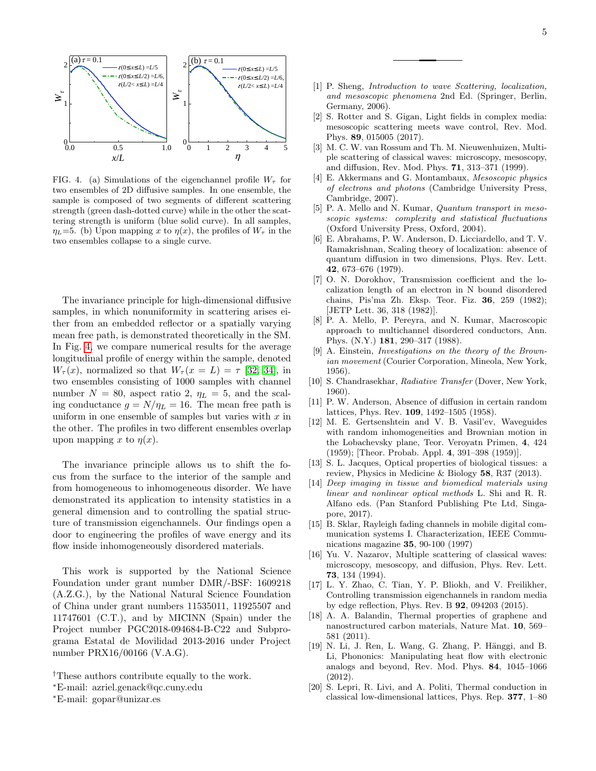FIG. 4. (a) Simulations of the eigenchannel profile $W_\tau$ for two ensembles of 2D diffusive samples. In one ensemble, the sample is composed of two segments of different scattering strength (green dash-dotted curve) while in the other the scattering strength is uniform (blue solid curve). In all samples, $\eta_L$=5. (b) Upon mapping $x$ to $\eta(x)$, the profiles of $W_\tau$ in the two ensembles collapse to a single curve.

The invariance principle for high-dimensional diffusive samples, in which nonuniformity in scattering arises either from an embedded reflector or a spatially varying mean free path, is demonstrated theoretically in the SM. In Fig. 4, we compare numerical results for the average longitudinal profile of energy within the sample, denoted $W_\tau(x)$, normalized so that $W_\tau(x = L) = \tau$ [32, 34], in two ensembles consisting of 1000 samples with channel number $N = 80$, aspect ratio 2, $\eta_L = 5$, and the scaling conductance $g = N/\eta_L = 16$. The mean free path is uniform in one ensemble of samples but varies with $x$ in the other. The profiles in two different ensembles overlap upon mapping $x$ to $\eta(x)$.

The invariance principle allows us to shift the focus from the surface to the interior of the sample and from homogeneous to inhomogeneous disorder. We have demonstrated its application to intensity statistics in a general dimension and to controlling the spatial structure of transmission eigenchannels. Our findings open a door to engineering the profiles of wave energy and its flow inside inhomogeneously disordered materials.

This work is supported by the National Science Foundation under grant number DMR/-BSF: 1609218 (A.Z.G.), by the National Natural Science Foundation of China under grant numbers 11535011, 11925507 and 11747601 (C.T.), and by MICINN (Spain) under the Project number PGC2018-094684-B-C22 and Subprograma Estatal de Movilidad 2013-2016 under Project number PRX16/00166 (V.A.G).

[†]These authors contribute equally to the work.
[∗]E-mail: azriel.genack@qc.cuny.edu
[∗]E-mail: gopar@unizar.es

---

[1] P. Sheng, *Introduction to wave Scattering, localization, and mesoscopic phenomena* 2nd Ed. (Springer, Berlin, Germany, 2006).

[2] S. Rotter and S. Gigan, Light fields in complex media: mesoscopic scattering meets wave control, Rev. Mod. Phys. **89**, 015005 (2017).

[3] M. C. W. van Rossum and Th. M. Nieuwenhuizen, Multiple scattering of classical waves: microscopy, mesoscopy, and diffusion, Rev. Mod. Phys. **71**, 313–371 (1999).

[4] E. Akkermans and G. Montambaux, *Mesoscopic physics of electrons and photons* (Cambridge University Press, Cambridge, 2007).

[5] P. A. Mello and N. Kumar, *Quantum transport in mesoscopic systems: complexity and statistical fluctuations* (Oxford University Press, Oxford, 2004).

[6] E. Abrahams, P. W. Anderson, D. Licciardello, and T. V. Ramakrishnan, Scaling theory of localization: absence of quantum diffusion in two dimensions, Phys. Rev. Lett. **42**, 673–676 (1979).

[7] O. N. Dorokhov, Transmission coefficient and the localization length of an electron in N bound disordered chains, Pis'ma Zh. Eksp. Teor. Fiz. **36**, 259 (1982); [JETP Lett. 36, 318 (1982)].

[8] P. A. Mello, P. Pereyra, and N. Kumar, Macroscopic approach to multichannel disordered conductors, Ann. Phys. (N.Y.) **181**, 290–317 (1988).

[9] A. Einstein, *Investigations on the theory of the Brownian movement* (Courier Corporation, Mineola, New York, 1956).

[10] S. Chandrasekhar, *Radiative Transfer* (Dover, New York, 1960).

[11] P. W. Anderson, Absence of diffusion in certain random lattices, Phys. Rev. **109**, 1492–1505 (1958).

[12] M. E. Gertsenshtein and V. B. Vasil'ev, Waveguides with random inhomogeneities and Brownian motion in the Lobachevsky plane, Teor. Veroyatn Primen, **4**, 424 (1959); [Theor. Probab. Appl. **4**, 391–398 (1959)].

[13] S. L. Jacques, Optical properties of biological tissues: a review, Physics in Medicine & Biology **58**, R37 (2013).

[14] *Deep imaging in tissue and biomedical materials using linear and nonlinear optical methods* L. Shi and R. R. Alfano eds. (Pan Stanford Publishing Pte Ltd, Singapore, 2017).

[15] B. Sklar, Rayleigh fading channels in mobile digital communication systems I. Characterization, IEEE Communications magazine **35**, 90-100 (1997)

[16] Yu. V. Nazarov, Multiple scattering of classical waves: microscopy, mesoscopy, and diffusion, Phys. Rev. Lett. **73**, 134 (1994).

[17] L. Y. Zhao, C. Tian, Y. P. Bliokh, and V. Freilikher, Controlling transmission eigenchannels in random media by edge reflection, Phys. Rev. B **92**, 094203 (2015).

[18] A. A. Balandin, Thermal properties of graphene and nanostructured carbon materials, Nature Mat. **10**, 569–581 (2011).

[19] N. Li, J. Ren, L. Wang, G. Zhang, P. Hänggi, and B. Li, Phononics: Manipulating heat flow with electronic analogs and beyond, Rev. Mod. Phys. **84**, 1045–1066 (2012).

[20] S. Lepri, R. Livi, and A. Politi, Thermal conduction in classical low-dimensional lattices, Phys. Rep. **377**, 1–80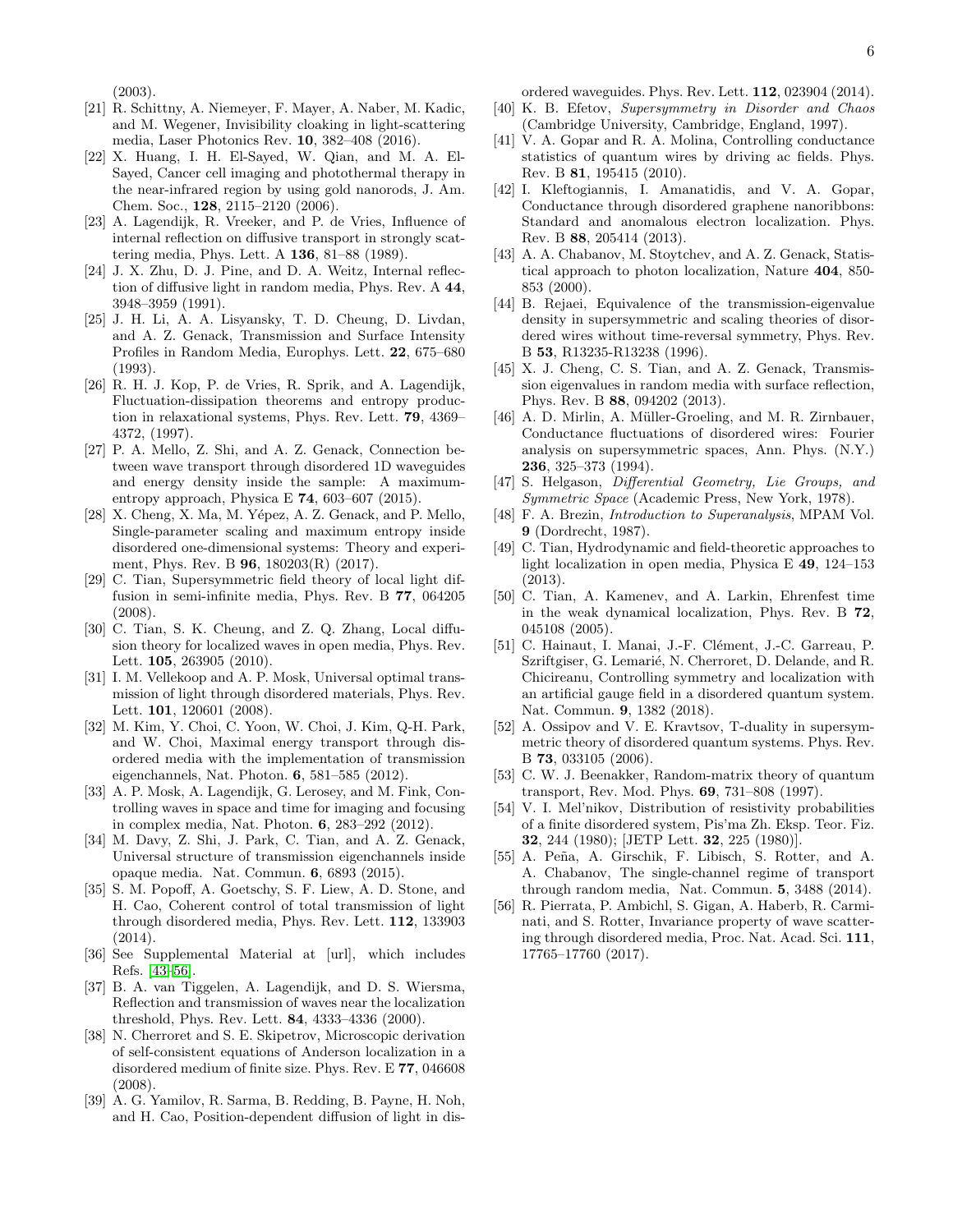(2003).

[21] R. Schittny, A. Niemeyer, F. Mayer, A. Naber, M. Kadic, and M. Wegener, Invisibility cloaking in light-scattering media, Laser Photonics Rev. **10**, 382–408 (2016).

[22] X. Huang, I. H. El-Sayed, W. Qian, and M. A. El-Sayed, Cancer cell imaging and photothermal therapy in the near-infrared region by using gold nanorods, J. Am. Chem. Soc., **128**, 2115–2120 (2006).

[23] A. Lagendijk, R. Vreeker, and P. de Vries, Influence of internal reflection on diffusive transport in strongly scattering media, Phys. Lett. A **136**, 81–88 (1989).

[24] J. X. Zhu, D. J. Pine, and D. A. Weitz, Internal reflection of diffusive light in random media, Phys. Rev. A **44**, 3948–3959 (1991).

[25] J. H. Li, A. A. Lisyansky, T. D. Cheung, D. Livdan, and A. Z. Genack, Transmission and Surface Intensity Profiles in Random Media, Europhys. Lett. **22**, 675–680 (1993).

[26] R. H. J. Kop, P. de Vries, R. Sprik, and A. Lagendijk, Fluctuation-dissipation theorems and entropy production in relaxational systems, Phys. Rev. Lett. **79**, 4369–4372, (1997).

[27] P. A. Mello, Z. Shi, and A. Z. Genack, Connection between wave transport through disordered 1D waveguides and energy density inside the sample: A maximum-entropy approach, Physica E **74**, 603–607 (2015).

[28] X. Cheng, X. Ma, M. Yépez, A. Z. Genack, and P. Mello, Single-parameter scaling and maximum entropy inside disordered one-dimensional systems: Theory and experiment, Phys. Rev. B **96**, 180203(R) (2017).

[29] C. Tian, Supersymmetric field theory of local light diffusion in semi-infinite media, Phys. Rev. B **77**, 064205 (2008).

[30] C. Tian, S. K. Cheung, and Z. Q. Zhang, Local diffusion theory for localized waves in open media, Phys. Rev. Lett. **105**, 263905 (2010).

[31] I. M. Vellekoop and A. P. Mosk, Universal optimal transmission of light through disordered materials, Phys. Rev. Lett. **101**, 120601 (2008).

[32] M. Kim, Y. Choi, C. Yoon, W. Choi, J. Kim, Q-H. Park, and W. Choi, Maximal energy transport through disordered media with the implementation of transmission eigenchannels, Nat. Photon. **6**, 581–585 (2012).

[33] A. P. Mosk, A. Lagendijk, G. Lerosey, and M. Fink, Controlling waves in space and time for imaging and focusing in complex media, Nat. Photon. **6**, 283–292 (2012).

[34] M. Davy, Z. Shi, J. Park, C. Tian, and A. Z. Genack, Universal structure of transmission eigenchannels inside opaque media. Nat. Commun. **6**, 6893 (2015).

[35] S. M. Popoff, A. Goetschy, S. F. Liew, A. D. Stone, and H. Cao, Coherent control of total transmission of light through disordered media, Phys. Rev. Lett. **112**, 133903 (2014).

[36] See Supplemental Material at [url], which includes Refs. [43–56].

[37] B. A. van Tiggelen, A. Lagendijk, and D. S. Wiersma, Reflection and transmission of waves near the localization threshold, Phys. Rev. Lett. **84**, 4333–4336 (2000).

[38] N. Cherroret and S. E. Skipetrov, Microscopic derivation of self-consistent equations of Anderson localization in a disordered medium of finite size. Phys. Rev. E **77**, 046608 (2008).

[39] A. G. Yamilov, R. Sarma, B. Redding, B. Payne, H. Noh, and H. Cao, Position-dependent diffusion of light in disordered waveguides. Phys. Rev. Lett. **112**, 023904 (2014).

[40] K. B. Efetov, *Supersymmetry in Disorder and Chaos* (Cambridge University, Cambridge, England, 1997).

[41] V. A. Gopar and R. A. Molina, Controlling conductance statistics of quantum wires by driving ac fields. Phys. Rev. B **81**, 195415 (2010).

[42] I. Kleftogiannis, I. Amanatidis, and V. A. Gopar, Conductance through disordered graphene nanoribbons: Standard and anomalous electron localization. Phys. Rev. B **88**, 205414 (2013).

[43] A. A. Chabanov, M. Stoytchev, and A. Z. Genack, Statistical approach to photon localization, Nature **404**, 850-853 (2000).

[44] B. Rejaei, Equivalence of the transmission-eigenvalue density in supersymmetric and scaling theories of disordered wires without time-reversal symmetry, Phys. Rev. B **53**, R13235-R13238 (1996).

[45] X. J. Cheng, C. S. Tian, and A. Z. Genack, Transmission eigenvalues in random media with surface reflection, Phys. Rev. B **88**, 094202 (2013).

[46] A. D. Mirlin, A. Müller-Groeling, and M. R. Zirnbauer, Conductance fluctuations of disordered wires: Fourier analysis on supersymmetric spaces, Ann. Phys. (N.Y.) **236**, 325–373 (1994).

[47] S. Helgason, *Differential Geometry, Lie Groups, and Symmetric Space* (Academic Press, New York, 1978).

[48] F. A. Brezin, *Introduction to Superanalysis*, MPAM Vol. **9** (Dordrecht, 1987).

[49] C. Tian, Hydrodynamic and field-theoretic approaches to light localization in open media, Physica E **49**, 124–153 (2013).

[50] C. Tian, A. Kamenev, and A. Larkin, Ehrenfest time in the weak dynamical localization, Phys. Rev. B **72**, 045108 (2005).

[51] C. Hainaut, I. Manai, J.-F. Clément, J.-C. Garreau, P. Szriftgiser, G. Lemarié, N. Cherroret, D. Delande, and R. Chicireanu, Controlling symmetry and localization with an artificial gauge field in a disordered quantum system. Nat. Commun. **9**, 1382 (2018).

[52] A. Ossipov and V. E. Kravtsov, T-duality in supersymmetric theory of disordered quantum systems. Phys. Rev. B **73**, 033105 (2006).

[53] C. W. J. Beenakker, Random-matrix theory of quantum transport, Rev. Mod. Phys. **69**, 731–808 (1997).

[54] V. I. Mel'nikov, Distribution of resistivity probabilities of a finite disordered system, Pis'ma Zh. Eksp. Teor. Fiz. **32**, 244 (1980); [JETP Lett. **32**, 225 (1980)].

[55] A. Peña, A. Girschik, F. Libisch, S. Rotter, and A. A. Chabanov, The single-channel regime of transport through random media, Nat. Commun. **5**, 3488 (2014).

[56] R. Pierrata, P. Ambichl, S. Gigan, A. Haberb, R. Carminati, and S. Rotter, Invariance property of wave scattering through disordered media, Proc. Nat. Acad. Sci. **111**, 17765–17760 (2017).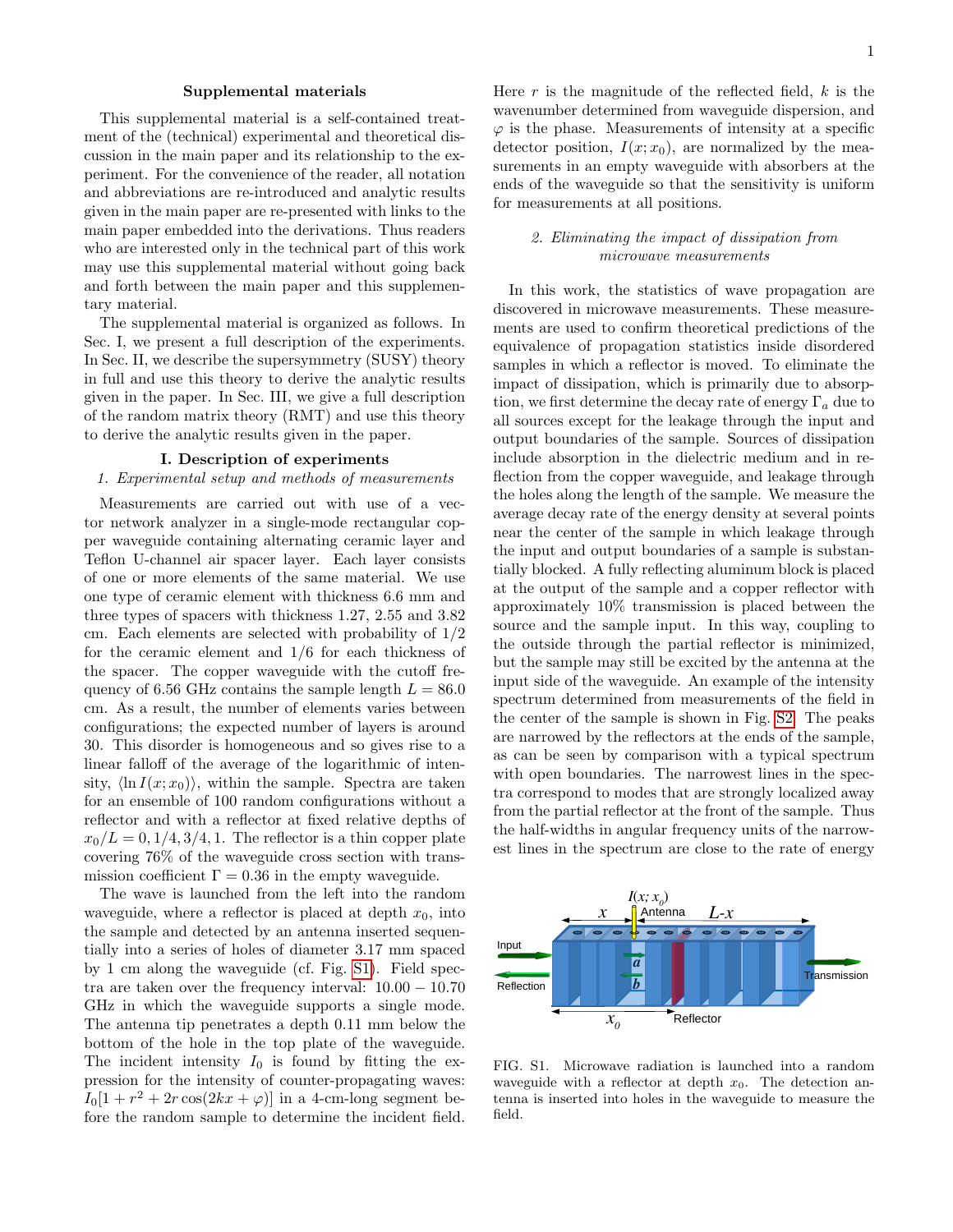## Supplemental materials

This supplemental material is a self-contained treatment of the (technical) experimental and theoretical discussion in the main paper and its relationship to the experiment. For the convenience of the reader, all notation and abbreviations are re-introduced and analytic results given in the main paper are re-presented with links to the main paper embedded into the derivations. Thus readers who are interested only in the technical part of this work may use this supplemental material without going back and forth between the main paper and this supplementary material.

The supplemental material is organized as follows. In Sec. I, we present a full description of the experiments. In Sec. II, we describe the supersymmetry (SUSY) theory in full and use this theory to derive the analytic results given in the paper. In Sec. III, we give a full description of the random matrix theory (RMT) and use this theory to derive the analytic results given in the paper.

## I. Description of experiments

### 1. Experimental setup and methods of measurements

Measurements are carried out with use of a vector network analyzer in a single-mode rectangular copper waveguide containing alternating ceramic layer and Teflon U-channel air spacer layer. Each layer consists of one or more elements of the same material. We use one type of ceramic element with thickness 6.6 mm and three types of spacers with thickness 1.27, 2.55 and 3.82 cm. Each elements are selected with probability of 1/2 for the ceramic element and 1/6 for each thickness of the spacer. The copper waveguide with the cutoff frequency of 6.56 GHz contains the sample length $L = 86.0$ cm. As a result, the number of elements varies between configurations; the expected number of layers is around 30. This disorder is homogeneous and so gives rise to a linear falloff of the average of the logarithmic of intensity, $\langle \ln I(x; x_0)\rangle$, within the sample. Spectra are taken for an ensemble of 100 random configurations without a reflector and with a reflector at fixed relative depths of $x_0/L = 0, 1/4, 3/4, 1$. The reflector is a thin copper plate covering 76% of the waveguide cross section with transmission coefficient $\Gamma = 0.36$ in the empty waveguide.

The wave is launched from the left into the random waveguide, where a reflector is placed at depth $x_0$, into the sample and detected by an antenna inserted sequentially into a series of holes of diameter 3.17 mm spaced by 1 cm along the waveguide (cf. Fig. S1). Field spectra are taken over the frequency interval: 10.00 − 10.70 GHz in which the waveguide supports a single mode. The antenna tip penetrates a depth 0.11 mm below the bottom of the hole in the top plate of the waveguide. The incident intensity $I_0$ is found by fitting the expression for the intensity of counter-propagating waves: $I_0[1 + r^2 + 2r\cos(2kx + \varphi)]$ in a 4-cm-long segment before the random sample to determine the incident field. Here $r$ is the magnitude of the reflected field, $k$ is the wavenumber determined from waveguide dispersion, and $\varphi$ is the phase. Measurements of intensity at a specific detector position, $I(x; x_0)$, are normalized by the measurements in an empty waveguide with absorbers at the ends of the waveguide so that the sensitivity is uniform for measurements at all positions.

### 2. Eliminating the impact of dissipation from microwave measurements

In this work, the statistics of wave propagation are discovered in microwave measurements. These measurements are used to confirm theoretical predictions of the equivalence of propagation statistics inside disordered samples in which a reflector is moved. To eliminate the impact of dissipation, which is primarily due to absorption, we first determine the decay rate of energy $\Gamma_a$ due to all sources except for the leakage through the input and output boundaries of the sample. Sources of dissipation include absorption in the dielectric medium and in reflection from the copper waveguide, and leakage through the holes along the length of the sample. We measure the average decay rate of the energy density at several points near the center of the sample in which leakage through the input and output boundaries of a sample is substantially blocked. A fully reflecting aluminum block is placed at the output of the sample and a copper reflector with approximately 10% transmission is placed between the source and the sample input. In this way, coupling to the outside through the partial reflector is minimized, but the sample may still be excited by the antenna at the input side of the waveguide. An example of the intensity spectrum determined from measurements of the field in the center of the sample is shown in Fig. S2. The peaks are narrowed by the reflectors at the ends of the sample, as can be seen by comparison with a typical spectrum with open boundaries. The narrowest lines in the spectra correspond to modes that are strongly localized away from the partial reflector at the front of the sample. Thus the half-widths in angular frequency units of the narrowest lines in the spectrum are close to the rate of energy

FIG. S1. Microwave radiation is launched into a random waveguide with a reflector at depth $x_0$. The detection antenna is inserted into holes in the waveguide to measure the field.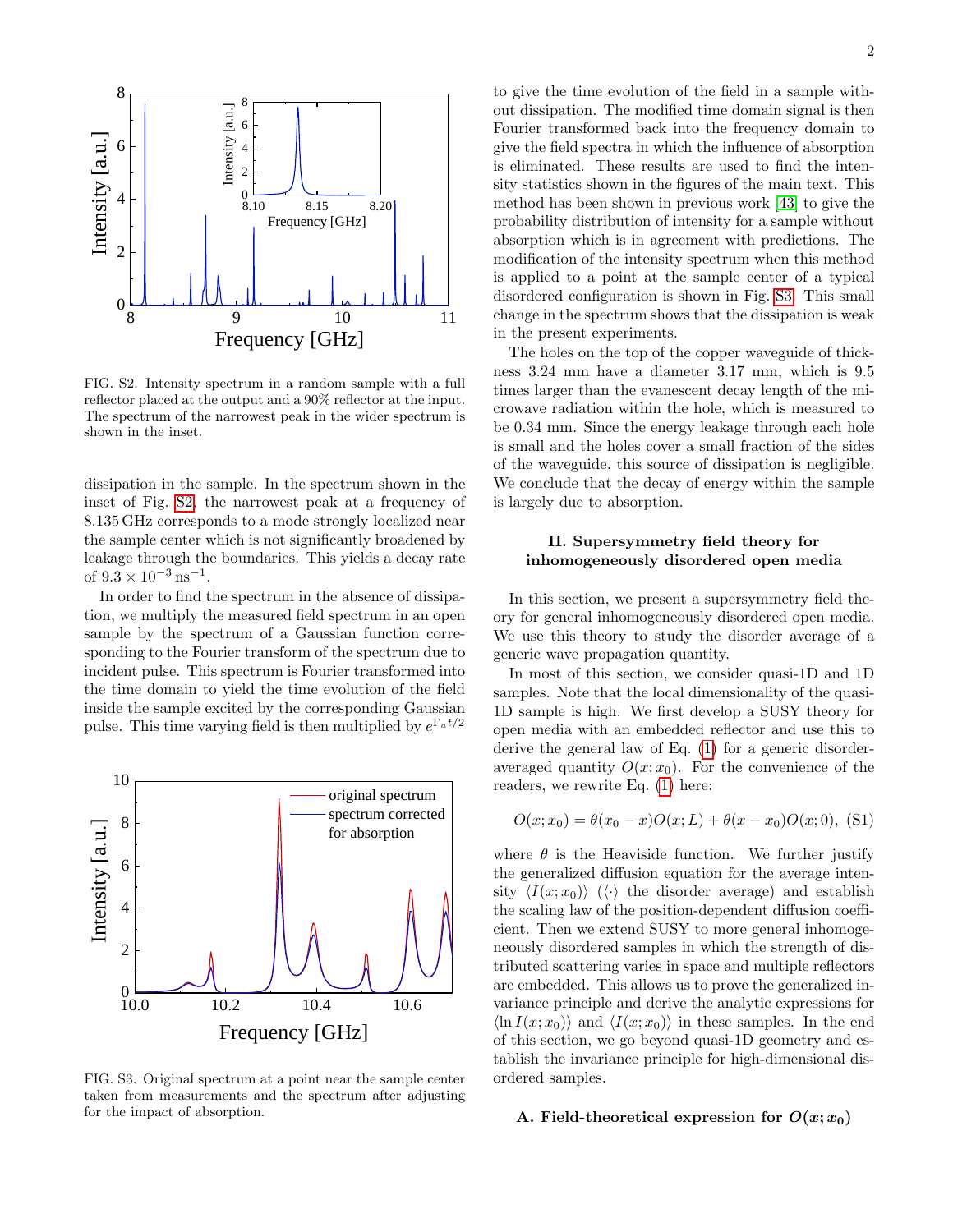FIG. S2. Intensity spectrum in a random sample with a full reflector placed at the output and a 90% reflector at the input. The spectrum of the narrowest peak in the wider spectrum is shown in the inset.

dissipation in the sample. In the spectrum shown in the inset of Fig. S2, the narrowest peak at a frequency of 8.135 GHz corresponds to a mode strongly localized near the sample center which is not significantly broadened by leakage through the boundaries. This yields a decay rate of $9.3 \times 10^{-3}\,\mathrm{ns}^{-1}$.

In order to find the spectrum in the absence of dissipation, we multiply the measured field spectrum in an open sample by the spectrum of a Gaussian function corresponding to the Fourier transform of the spectrum due to incident pulse. This spectrum is Fourier transformed into the time domain to yield the time evolution of the field inside the sample excited by the corresponding Gaussian pulse. This time varying field is then multiplied by $e^{\Gamma_a t/2}$ to give the time evolution of the field in a sample without dissipation. The modified time domain signal is then Fourier transformed back into the frequency domain to give the field spectra in which the influence of absorption is eliminated. These results are used to find the intensity statistics shown in the figures of the main text. This method has been shown in previous work [43] to give the probability distribution of intensity for a sample without absorption which is in agreement with predictions. The modification of the intensity spectrum when this method is applied to a point at the sample center of a typical disordered configuration is shown in Fig. S3. This small change in the spectrum shows that the dissipation is weak in the present experiments.

FIG. S3. Original spectrum at a point near the sample center taken from measurements and the spectrum after adjusting for the impact of absorption.

The holes on the top of the copper waveguide of thickness 3.24 mm have a diameter 3.17 mm, which is 9.5 times larger than the evanescent decay length of the microwave radiation within the hole, which is measured to be 0.34 mm. Since the energy leakage through each hole is small and the holes cover a small fraction of the sides of the waveguide, this source of dissipation is negligible. We conclude that the decay of energy within the sample is largely due to absorption.

## II. Supersymmetry field theory for inhomogeneously disordered open media

In this section, we present a supersymmetry field theory for general inhomogeneously disordered open media. We use this theory to study the disorder average of a generic wave propagation quantity.

In most of this section, we consider quasi-1D and 1D samples. Note that the local dimensionality of the quasi-1D sample is high. We first develop a SUSY theory for open media with an embedded reflector and use this to derive the general law of Eq. (1) for a generic disorder-averaged quantity $O(x; x_0)$. For the convenience of the readers, we rewrite Eq. (1) here:

$$O(x; x_0) = \theta(x_0 - x)O(x; L) + \theta(x - x_0)O(x; 0), \quad \text{(S1)}$$

where $\theta$ is the Heaviside function. We further justify the generalized diffusion equation for the average intensity $\langle I(x; x_0)\rangle$ ($\langle\cdot\rangle$ the disorder average) and establish the scaling law of the position-dependent diffusion coefficient. Then we extend SUSY to more general inhomogeneously disordered samples in which the strength of distributed scattering varies in space and multiple reflectors are embedded. This allows us to prove the generalized invariance principle and derive the analytic expressions for $\langle \ln I(x; x_0)\rangle$ and $\langle I(x; x_0)\rangle$ in these samples. In the end of this section, we go beyond quasi-1D geometry and establish the invariance principle for high-dimensional disordered samples.

### A. Field-theoretical expression for $O(x; x_0)$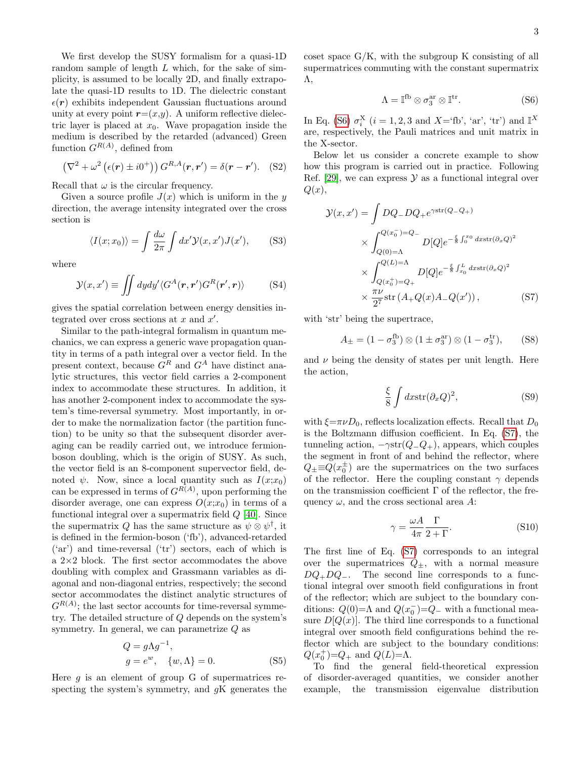We first develop the SUSY formalism for a quasi-1D random sample of length $L$ which, for the sake of simplicity, is assumed to be locally 2D, and finally extrapolate the quasi-1D results to 1D. The dielectric constant $\epsilon(\boldsymbol{r})$ exhibits independent Gaussian fluctuations around unity at every point $\boldsymbol{r}=(x,y)$. A uniform reflective dielectric layer is placed at $x_0$. Wave propagation inside the medium is described by the retarded (advanced) Green function $G^{R(A)}$, defined from

$$\left(\nabla^2 + \omega^2 \left(\epsilon(\boldsymbol{r}) \pm i0^+\right)\right) G^{R,A}(\boldsymbol{r}, \boldsymbol{r}') = \delta(\boldsymbol{r} - \boldsymbol{r}'). \quad \text{(S2)}$$

Recall that $\omega$ is the circular frequency.

Given a source profile $J(x)$ which is uniform in the $y$ direction, the average intensity integrated over the cross section is

$$\langle I(x; x_0)\rangle = \int \frac{d\omega}{2\pi} \int dx' \mathcal{Y}(x, x') J(x'), \quad \text{(S3)}$$

where

$$\mathcal{Y}(x, x') \equiv \iint dy dy' \langle G^A(\boldsymbol{r}, \boldsymbol{r}') G^R(\boldsymbol{r}', \boldsymbol{r})\rangle \quad \text{(S4)}$$

gives the spatial correlation between energy densities integrated over cross sections at $x$ and $x'$.

Similar to the path-integral formalism in quantum mechanics, we can express a generic wave propagation quantity in terms of a path integral over a vector field. In the present context, because $G^R$ and $G^A$ have distinct analytic structures, this vector field carries a 2-component index to accommodate these structures. In addition, it has another 2-component index to accommodate the system's time-reversal symmetry. Most importantly, in order to make the normalization factor (the partition function) to be unity so that the subsequent disorder averaging can be readily carried out, we introduce fermion-boson doubling, which is the origin of SUSY. As such, the vector field is an 8-component supervector field, denoted $\psi$. Now, since a local quantity such as $I(x;x_0)$ can be expressed in terms of $G^{R(A)}$, upon performing the disorder average, one can express $O(x;x_0)$ in terms of a functional integral over a supermatrix field $Q$ [40]. Since the supermatrix $Q$ has the same structure as $\psi \otimes \psi^\dagger$, it is defined in the fermion-boson ('fb'), advanced-retarded ('ar') and time-reversal ('tr') sectors, each of which is a 2×2 block. The first sector accommodates the above doubling with complex and Grassmann variables as diagonal and non-diagonal entries, respectively; the second sector accommodates the distinct analytic structures of $G^{R(A)}$; the last sector accounts for time-reversal symmetry. The detailed structure of $Q$ depends on the system's symmetry. In general, we can parametrize $Q$ as

$$\begin{aligned} Q &= g\Lambda g^{-1}, \\ g &= e^w, \quad \{w, \Lambda\} = 0. \end{aligned} \quad \text{(S5)}$$

Here $g$ is an element of group G of supermatrices respecting the system's symmetry, and $g$K generates the coset space G/K, with the subgroup K consisting of all supermatrices commuting with the constant supermatrix $\Lambda$,

$$\Lambda = \mathbb{I}^{\text{fb}} \otimes \sigma_3^{\text{ar}} \otimes \mathbb{I}^{\text{tr}}. \quad \text{(S6)}$$

In Eq. (S6) $\sigma_i^{\text{X}}$ ($i = 1, 2, 3$ and $X$='fb', 'ar', 'tr') and $\mathbb{I}^X$ are, respectively, the Pauli matrices and unit matrix in the X-sector.

Below let us consider a concrete example to show how this program is carried out in practice. Following Ref. [29], we can express $\mathcal{Y}$ as a functional integral over $Q(x)$,

$$\begin{aligned} \mathcal{Y}(x, x') = &\int DQ_- DQ_+ e^{\gamma \text{str}(Q_- Q_+)} \\ &\times \int_{Q(0)=\Lambda}^{Q(x_0^-)=Q_-} D[Q] e^{-\frac{\xi}{8}\int_0^{x_0} dx \text{str}(\partial_x Q)^2} \\ &\times \int_{Q(x_0^+)=Q_+}^{Q(L)=\Lambda} D[Q] e^{-\frac{\xi}{8}\int_{x_0}^{L} dx \text{str}(\partial_x Q)^2} \\ &\times \frac{\pi\nu}{2^7} \text{str}\left(A_+ Q(x) A_- Q(x')\right), \end{aligned} \quad \text{(S7)}$$

with 'str' being the supertrace,

$$A_\pm = (1 - \sigma_3^{\text{fb}}) \otimes (1 \pm \sigma_3^{\text{ar}}) \otimes (1 - \sigma_3^{\text{tr}}), \quad \text{(S8)}$$

and $\nu$ being the density of states per unit length. Here the action,

$$\frac{\xi}{8} \int dx \text{str}(\partial_x Q)^2, \quad \text{(S9)}$$

with $\xi = \pi\nu D_0$, reflects localization effects. Recall that $D_0$ is the Boltzmann diffusion coefficient. In Eq. (S7), the tunneling action, $-\gamma \text{str}(Q_- Q_+)$, appears, which couples the segment in front of and behind the reflector, where $Q_\pm \equiv Q(x_0^\pm)$ are the supermatrices on the two surfaces of the reflector. Here the coupling constant $\gamma$ depends on the transmission coefficient $\Gamma$ of the reflector, the frequency $\omega$, and the cross sectional area $A$:

$$\gamma = \frac{\omega A}{4\pi} \frac{\Gamma}{2 + \Gamma}. \quad \text{(S10)}$$

The first line of Eq. (S7) corresponds to an integral over the supermatrices $Q_\pm$, with a normal measure $DQ_+ DQ_-$. The second line corresponds to a functional integral over smooth field configurations in front of the reflector; which are subject to the boundary conditions: $Q(0)=\Lambda$ and $Q(x_0^-)=Q_-$ with a functional measure $D[Q(x)]$. The third line corresponds to a functional integral over smooth field configurations behind the reflector which are subject to the boundary conditions: $Q(x_0^+)=Q_+$ and $Q(L)=\Lambda$.

To find the general field-theoretical expression of disorder-averaged quantities, we consider another example, the transmission eigenvalue distribution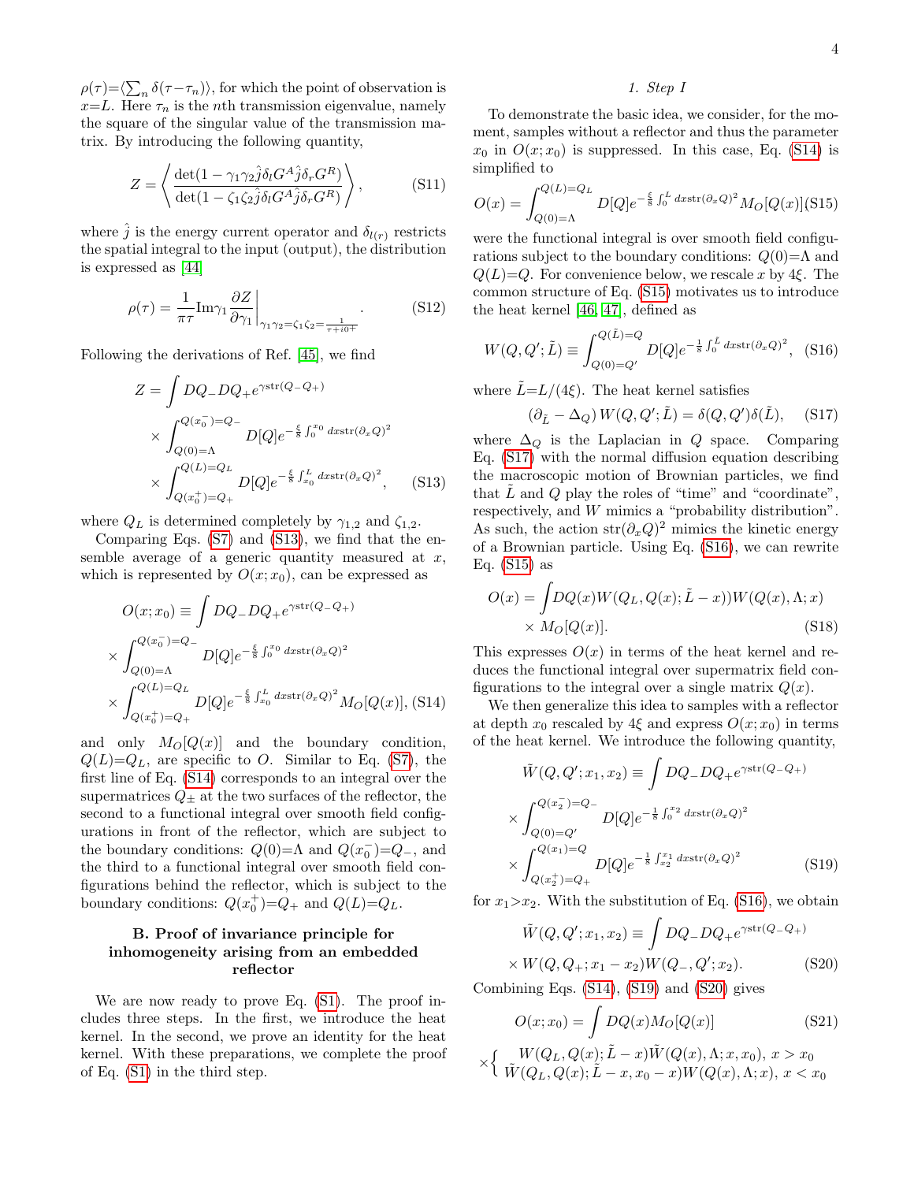$\rho(\tau)=\langle\sum_n \delta(\tau-\tau_n)\rangle$, for which the point of observation is $x{=}L$. Here $\tau_n$ is the $n$th transmission eigenvalue, namely the square of the singular value of the transmission matrix. By introducing the following quantity,

$$Z = \left\langle \frac{\det(1-\gamma_1\gamma_2\hat{j}\delta_l G^A\hat{j}\delta_r G^R)}{\det(1-\zeta_1\zeta_2\hat{j}\delta_l G^A\hat{j}\delta_r G^R)} \right\rangle, \tag{S11}$$

where $\hat{j}$ is the energy current operator and $\delta_{l(r)}$ restricts the spatial integral to the input (output), the distribution is expressed as [44]

$$\rho(\tau) = \frac{1}{\pi\tau}\mathrm{Im}\gamma_1 \frac{\partial Z}{\partial \gamma_1}\bigg|_{\gamma_1\gamma_2=\zeta_1\zeta_2=\frac{1}{\tau+i0^+}}. \tag{S12}$$

Following the derivations of Ref. [45], we find

$$\begin{aligned} Z =& \int DQ_- DQ_+ e^{\gamma \mathrm{str}(Q_-Q_+)} \\ &\times \int_{Q(0)=\Lambda}^{Q(x_0^-)=Q_-} D[Q] e^{-\frac{\xi}{8}\int_0^{x_0} dx \mathrm{str}(\partial_x Q)^2} \\ &\times \int_{Q(x_0^+)=Q_+}^{Q(L)=Q_L} D[Q] e^{-\frac{\xi}{8}\int_{x_0}^{L} dx \mathrm{str}(\partial_x Q)^2}, \end{aligned} \tag{S13}$$

where $Q_L$ is determined completely by $\gamma_{1,2}$ and $\zeta_{1,2}$.

Comparing Eqs. (S7) and (S13), we find that the ensemble average of a generic quantity measured at $x$, which is represented by $O(x;x_0)$, can be expressed as

$$\begin{aligned} O(x;x_0) \equiv& \int DQ_- DQ_+ e^{\gamma \mathrm{str}(Q_-Q_+)} \\ \times& \int_{Q(0)=\Lambda}^{Q(x_0^-)=Q_-} D[Q] e^{-\frac{\xi}{8}\int_0^{x_0} dx \mathrm{str}(\partial_x Q)^2} \\ \times& \int_{Q(x_0^+)=Q_+}^{Q(L)=Q_L} D[Q] e^{-\frac{\xi}{8}\int_{x_0}^{L} dx \mathrm{str}(\partial_x Q)^2} M_O[Q(x)], \end{aligned} \tag{S14}$$

and only $M_O[Q(x)]$ and the boundary condition, $Q(L){=}Q_L$, are specific to $O$. Similar to Eq. (S7), the first line of Eq. (S14) corresponds to an integral over the supermatrices $Q_\pm$ at the two surfaces of the reflector, the second to a functional integral over smooth field configurations in front of the reflector, which are subject to the boundary conditions: $Q(0){=}\Lambda$ and $Q(x_0^-){=}Q_-$, and the third to a functional integral over smooth field configurations behind the reflector, which is subject to the boundary conditions: $Q(x_0^+){=}Q_+$ and $Q(L){=}Q_L$.

## B. Proof of invariance principle for inhomogeneity arising from an embedded reflector

We are now ready to prove Eq. (S1). The proof includes three steps. In the first, we introduce the heat kernel. In the second, we prove an identity for the heat kernel. With these preparations, we complete the proof of Eq. (S1) in the third step.

### 1. Step I

To demonstrate the basic idea, we consider, for the moment, samples without a reflector and thus the parameter $x_0$ in $O(x;x_0)$ is suppressed. In this case, Eq. (S14) is simplified to

$$O(x) = \int_{Q(0)=\Lambda}^{Q(L)=Q_L} D[Q] e^{-\frac{\xi}{8}\int_0^{L} dx \mathrm{str}(\partial_x Q)^2} M_O[Q(x)] \tag{S15}$$

were the functional integral is over smooth field configurations subject to the boundary conditions: $Q(0){=}\Lambda$ and $Q(L){=}Q$. For convenience below, we rescale $x$ by $4\xi$. The common structure of Eq. (S15) motivates us to introduce the heat kernel [46, 47], defined as

$$W(Q,Q';\tilde{L}) \equiv \int_{Q(0)=Q'}^{Q(\tilde{L})=Q} D[Q] e^{-\frac{1}{8}\int_0^{L} dx \mathrm{str}(\partial_x Q)^2}, \tag{S16}$$

where $\tilde{L}{=}L/(4\xi)$. The heat kernel satisfies

$$(\partial_{\tilde{L}} - \Delta_Q)\, W(Q,Q';\tilde{L}) = \delta(Q,Q')\delta(\tilde{L}), \tag{S17}$$

where $\Delta_Q$ is the Laplacian in $Q$ space. Comparing Eq. (S17) with the normal diffusion equation describing the macroscopic motion of Brownian particles, we find that $\tilde{L}$ and $Q$ play the roles of "time" and "coordinate", respectively, and $W$ mimics a "probability distribution". As such, the action $\mathrm{str}(\partial_x Q)^2$ mimics the kinetic energy of a Brownian particle. Using Eq. (S16), we can rewrite Eq. (S15) as

$$\begin{aligned} O(x) =& \int DQ(x) W(Q_L, Q(x); \tilde{L}-x)) W(Q(x),\Lambda;x) \\ &\times M_O[Q(x)]. \end{aligned} \tag{S18}$$

This expresses $O(x)$ in terms of the heat kernel and reduces the functional integral over supermatrix field configurations to the integral over a single matrix $Q(x)$.

We then generalize this idea to samples with a reflector at depth $x_0$ rescaled by $4\xi$ and express $O(x;x_0)$ in terms of the heat kernel. We introduce the following quantity,

$$\begin{aligned} \tilde{W}(Q,Q';x_1,x_2) \equiv& \int DQ_- DQ_+ e^{\gamma \mathrm{str}(Q_-Q_+)} \\ \times& \int_{Q(0)=Q'}^{Q(x_2^-)=Q_-} D[Q] e^{-\frac{1}{8}\int_0^{x_2} dx \mathrm{str}(\partial_x Q)^2} \\ \times& \int_{Q(x_2^+)=Q_+}^{Q(x_1)=Q} D[Q] e^{-\frac{1}{8}\int_{x_2}^{x_1} dx \mathrm{str}(\partial_x Q)^2} \end{aligned} \tag{S19}$$

for $x_1{>}x_2$. With the substitution of Eq. (S16), we obtain

$$\begin{aligned} \tilde{W}(Q,Q';x_1,x_2) \equiv& \int DQ_- DQ_+ e^{\gamma \mathrm{str}(Q_-Q_+)} \\ &\times W(Q,Q_+;x_1-x_2) W(Q_-,Q';x_2). \end{aligned} \tag{S20}$$

Combining Eqs. (S14), (S19) and (S20) gives

$$O(x;x_0) = \int DQ(x) M_O[Q(x)] \tag{S21}$$

$$\times \begin{cases} W(Q_L, Q(x); \tilde{L}-x)\tilde{W}(Q(x),\Lambda;x,x_0), & x > x_0 \\ \tilde{W}(Q_L,Q(x);\tilde{L}-x,x_0-x) W(Q(x),\Lambda;x), & x < x_0 \end{cases}$$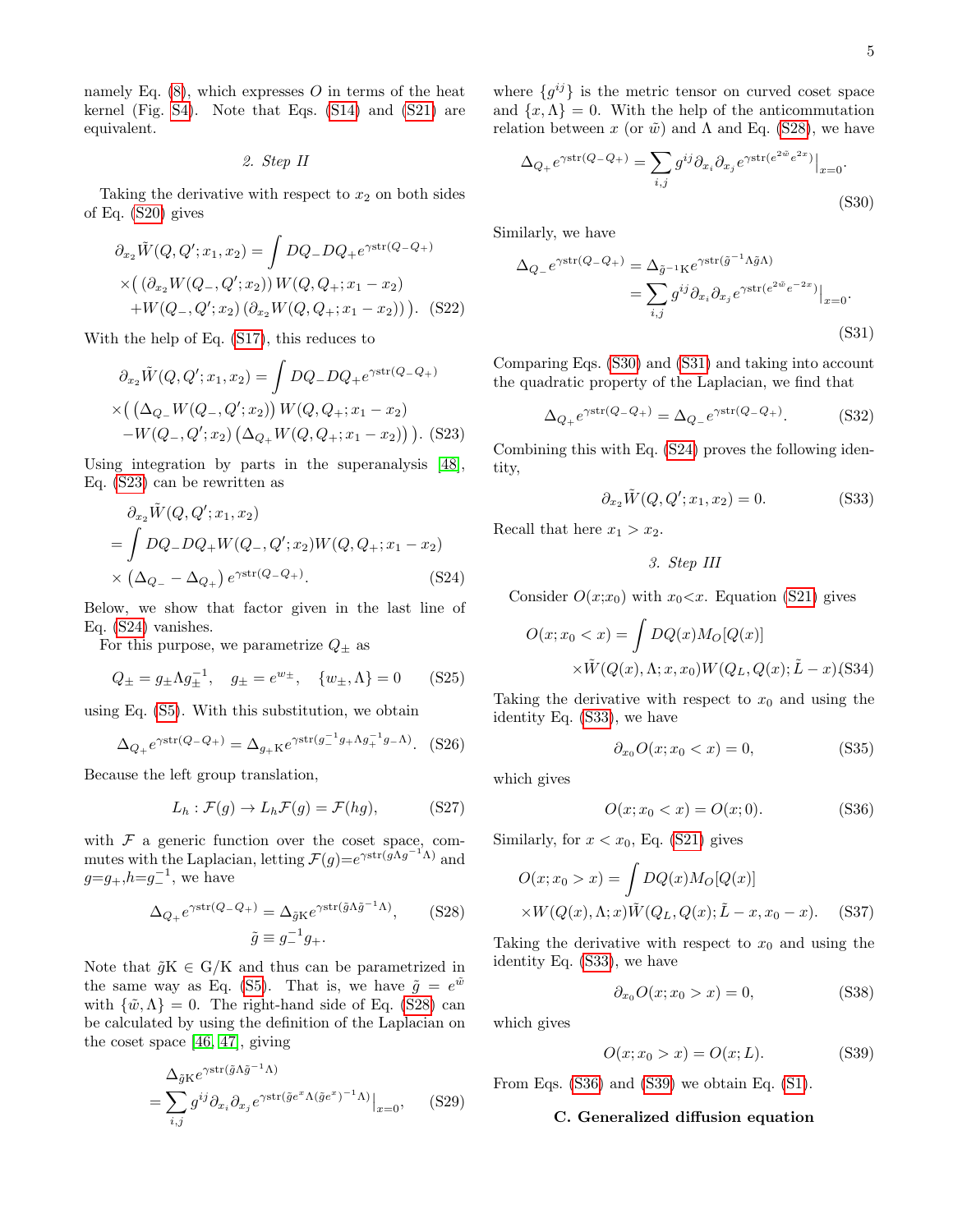namely Eq. (8), which expresses $O$ in terms of the heat kernel (Fig. S4). Note that Eqs. (S14) and (S21) are equivalent.

### 2. Step II

Taking the derivative with respect to $x_2$ on both sides of Eq. (S20) gives

$$
\begin{aligned}
\partial_{x_2}\tilde{W}(Q,Q';x_1,x_2) &= \int DQ_- DQ_+ e^{\gamma \mathrm{str}(Q_- Q_+)} \\
&\times\big( \left(\partial_{x_2} W(Q_-,Q';x_2)\right) W(Q,Q_+;x_1-x_2) \\
&+ W(Q_-,Q';x_2)\left(\partial_{x_2} W(Q,Q_+;x_1-x_2)\right)\big). \quad \text{(S22)}
\end{aligned}
$$

With the help of Eq. (S17), this reduces to

$$
\begin{aligned}
\partial_{x_2}\tilde{W}(Q,Q';x_1,x_2) &= \int DQ_- DQ_+ e^{\gamma \mathrm{str}(Q_- Q_+)} \\
&\times\big( \left(\Delta_{Q_-} W(Q_-,Q';x_2)\right) W(Q,Q_+;x_1-x_2) \\
&- W(Q_-,Q';x_2)\left(\Delta_{Q_+} W(Q,Q_+;x_1-x_2)\right)\big). \quad \text{(S23)}
\end{aligned}
$$

Using integration by parts in the superanalysis [48], Eq. (S23) can be rewritten as

$$
\begin{aligned}
&\partial_{x_2}\tilde{W}(Q,Q';x_1,x_2) \\
&= \int DQ_- DQ_+ W(Q_-,Q';x_2) W(Q,Q_+;x_1-x_2) \\
&\times \left(\Delta_{Q_-} - \Delta_{Q_+}\right) e^{\gamma \mathrm{str}(Q_- Q_+)}. \quad \text{(S24)}
\end{aligned}
$$

Below, we show that factor given in the last line of Eq. (S24) vanishes.

For this purpose, we parametrize $Q_\pm$ as

$$
Q_\pm = g_\pm \Lambda g_\pm^{-1}, \quad g_\pm = e^{w_\pm}, \quad \{w_\pm, \Lambda\} = 0 \quad \text{(S25)}
$$

using Eq. (S5). With this substitution, we obtain

$$
\Delta_{Q_+} e^{\gamma \mathrm{str}(Q_- Q_+)} = \Delta_{g_+ \mathrm{K}} e^{\gamma \mathrm{str}(g_-^{-1} g_+ \Lambda g_+^{-1} g_- \Lambda)}. \quad \text{(S26)}
$$

Because the left group translation,

$$
L_h : \mathcal{F}(g) \to L_h \mathcal{F}(g) = \mathcal{F}(hg), \quad \text{(S27)}
$$

with $\mathcal{F}$ a generic function over the coset space, commutes with the Laplacian, letting $\mathcal{F}(g)=e^{\gamma \mathrm{str}(g\Lambda g^{-1}\Lambda)}$ and $g=g_+, h=g_-^{-1}$, we have

$$
\Delta_{Q_+} e^{\gamma \mathrm{str}(Q_- Q_+)} = \Delta_{\tilde{g}\mathrm{K}} e^{\gamma \mathrm{str}(\tilde{g}\Lambda \tilde{g}^{-1}\Lambda)}, \quad \tilde{g} \equiv g_-^{-1} g_+. \quad \text{(S28)}
$$

Note that $\tilde{g}\mathrm{K} \in \mathrm{G/K}$ and thus can be parametrized in the same way as Eq. (S5). That is, we have $\tilde{g} = e^{\tilde{w}}$ with $\{\tilde{w}, \Lambda\} = 0$. The right-hand side of Eq. (S28) can be calculated by using the definition of the Laplacian on the coset space [46, 47], giving

$$
\begin{aligned}
&\Delta_{\tilde{g}\mathrm{K}} e^{\gamma \mathrm{str}(\tilde{g}\Lambda \tilde{g}^{-1}\Lambda)} \\
&= \sum_{i,j} g^{ij} \partial_{x_i} \partial_{x_j} e^{\gamma \mathrm{str}(\tilde{g} e^{x} \Lambda (\tilde{g} e^{x})^{-1}\Lambda)}\big|_{x=0}, \quad \text{(S29)}
\end{aligned}
$$

where $\{g^{ij}\}$ is the metric tensor on curved coset space and $\{x, \Lambda\} = 0$. With the help of the anticommutation relation between $x$ (or $\tilde{w}$) and $\Lambda$ and Eq. (S28), we have

$$
\Delta_{Q_+} e^{\gamma \mathrm{str}(Q_- Q_+)} = \sum_{i,j} g^{ij} \partial_{x_i} \partial_{x_j} e^{\gamma \mathrm{str}(e^{2\tilde{w}} e^{2x})}\big|_{x=0}. \quad \text{(S30)}
$$

Similarly, we have

$$
\begin{aligned}
\Delta_{Q_-} e^{\gamma \mathrm{str}(Q_- Q_+)} &= \Delta_{\tilde{g}^{-1}\mathrm{K}} e^{\gamma \mathrm{str}(\tilde{g}^{-1}\Lambda \tilde{g}\Lambda)} \\
&= \sum_{i,j} g^{ij} \partial_{x_i} \partial_{x_j} e^{\gamma \mathrm{str}(e^{2\tilde{w}} e^{-2x})}\big|_{x=0}. \quad \text{(S31)}
\end{aligned}
$$

Comparing Eqs. (S30) and (S31) and taking into account the quadratic property of the Laplacian, we find that

$$
\Delta_{Q_+} e^{\gamma \mathrm{str}(Q_- Q_+)} = \Delta_{Q_-} e^{\gamma \mathrm{str}(Q_- Q_+)}. \quad \text{(S32)}
$$

Combining this with Eq. (S24) proves the following identity,

$$
\partial_{x_2}\tilde{W}(Q,Q';x_1,x_2) = 0. \quad \text{(S33)}
$$

Recall that here $x_1 > x_2$.

### 3. Step III

Consider $O(x;x_0)$ with $x_0<x$. Equation (S21) gives

$$
\begin{aligned}
O(x;x_0<x) &= \int DQ(x) M_O[Q(x)] \\
&\times \tilde{W}(Q(x),\Lambda;x,x_0) W(Q_L,Q(x);\tilde{L}-x). \quad \text{(S34)}
\end{aligned}
$$

Taking the derivative with respect to $x_0$ and using the identity Eq. (S33), we have

$$
\partial_{x_0} O(x;x_0<x) = 0, \quad \text{(S35)}
$$

which gives

$$
O(x;x_0<x) = O(x;0). \quad \text{(S36)}
$$

Similarly, for $x<x_0$, Eq. (S21) gives

$$
\begin{aligned}
O(x;x_0>x) &= \int DQ(x) M_O[Q(x)] \\
&\times W(Q(x),\Lambda;x) \tilde{W}(Q_L,Q(x);\tilde{L}-x,x_0-x). \quad \text{(S37)}
\end{aligned}
$$

Taking the derivative with respect to $x_0$ and using the identity Eq. (S33), we have

$$
\partial_{x_0} O(x;x_0>x) = 0, \quad \text{(S38)}
$$

which gives

$$
O(x;x_0>x) = O(x;L). \quad \text{(S39)}
$$

From Eqs. (S36) and (S39) we obtain Eq. (S1).

## C. Generalized diffusion equation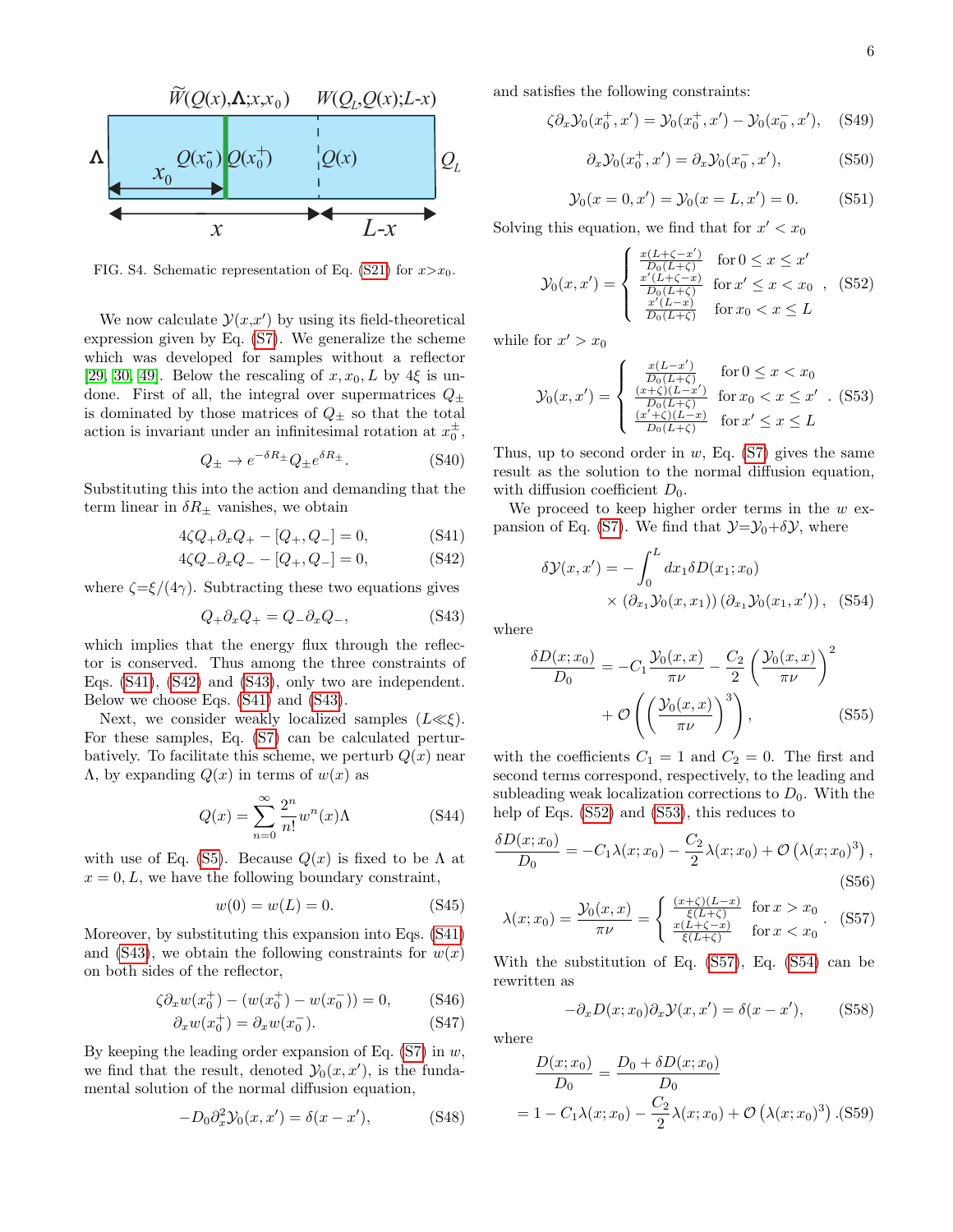FIG. S4. Schematic representation of Eq. (S21) for $x>x_0$.

We now calculate $\mathcal{Y}(x,x')$ by using its field-theoretical expression given by Eq. (S7). We generalize the scheme which was developed for samples without a reflector [29, 30, 49]. Below the rescaling of $x, x_0, L$ by $4\xi$ is undone. First of all, the integral over supermatrices $Q_\pm$ is dominated by those matrices of $Q_\pm$ so that the total action is invariant under an infinitesimal rotation at $x_0^\pm$,

$$Q_\pm \to e^{-\delta R_\pm} Q_\pm e^{\delta R_\pm}. \tag{S40}$$

Substituting this into the action and demanding that the term linear in $\delta R_\pm$ vanishes, we obtain

$$4\zeta Q_+ \partial_x Q_+ - [Q_+, Q_-] = 0, \tag{S41}$$
$$4\zeta Q_- \partial_x Q_- - [Q_+, Q_-] = 0, \tag{S42}$$

where $\zeta = \xi/(4\gamma)$. Subtracting these two equations gives

$$Q_+ \partial_x Q_+ = Q_- \partial_x Q_-, \tag{S43}$$

which implies that the energy flux through the reflector is conserved. Thus among the three constraints of Eqs. (S41), (S42) and (S43), only two are independent. Below we choose Eqs. (S41) and (S43).

Next, we consider weakly localized samples ($L \ll \xi$). For these samples, Eq. (S7) can be calculated perturbatively. To facilitate this scheme, we perturb $Q(x)$ near $\Lambda$, by expanding $Q(x)$ in terms of $w(x)$ as

$$Q(x) = \sum_{n=0}^{\infty} \frac{2^n}{n!} w^n(x) \Lambda \tag{S44}$$

with use of Eq. (S5). Because $Q(x)$ is fixed to be $\Lambda$ at $x = 0, L$, we have the following boundary constraint,

$$w(0) = w(L) = 0. \tag{S45}$$

Moreover, by substituting this expansion into Eqs. (S41) and (S43), we obtain the following constraints for $w(x)$ on both sides of the reflector,

$$\zeta \partial_x w(x_0^+) - (w(x_0^+) - w(x_0^-)) = 0, \tag{S46}$$
$$\partial_x w(x_0^+) = \partial_x w(x_0^-). \tag{S47}$$

By keeping the leading order expansion of Eq. (S7) in $w$, we find that the result, denoted $\mathcal{Y}_0(x,x')$, is the fundamental solution of the normal diffusion equation,

$$-D_0 \partial_x^2 \mathcal{Y}_0(x,x') = \delta(x-x'), \tag{S48}$$

and satisfies the following constraints:

$$\zeta \partial_x \mathcal{Y}_0(x_0^+, x') = \mathcal{Y}_0(x_0^+, x') - \mathcal{Y}_0(x_0^-, x'), \tag{S49}$$

$$\partial_x \mathcal{Y}_0(x_0^+, x') = \partial_x \mathcal{Y}_0(x_0^-, x'), \tag{S50}$$

$$\mathcal{Y}_0(x=0, x') = \mathcal{Y}_0(x=L, x') = 0. \tag{S51}$$

Solving this equation, we find that for $x' < x_0$

$$\mathcal{Y}_0(x,x') = \begin{cases} \frac{x(L+\zeta-x')}{D_0(L+\zeta)} & \text{for } 0 \le x \le x' \\ \frac{x'(L+\zeta-x)}{D_0(L+\zeta)} & \text{for } x' \le x < x_0 \\ \frac{x'(L-x)}{D_0(L+\zeta)} & \text{for } x_0 < x \le L \end{cases}, \tag{S52}$$

while for $x' > x_0$

$$\mathcal{Y}_0(x,x') = \begin{cases} \frac{x(L-x')}{D_0(L+\zeta)} & \text{for } 0 \le x < x_0 \\ \frac{(x+\zeta)(L-x')}{D_0(L+\zeta)} & \text{for } x_0 < x \le x' \\ \frac{(x'+\zeta)(L-x)}{D_0(L+\zeta)} & \text{for } x' \le x \le L \end{cases}. \tag{S53}$$

Thus, up to second order in $w$, Eq. (S7) gives the same result as the solution to the normal diffusion equation, with diffusion coefficient $D_0$.

We proceed to keep higher order terms in the $w$ expansion of Eq. (S7). We find that $\mathcal{Y} = \mathcal{Y}_0 + \delta\mathcal{Y}$, where

$$\delta\mathcal{Y}(x,x') = -\int_0^L dx_1 \delta D(x_1; x_0) \times (\partial_{x_1} \mathcal{Y}_0(x, x_1))(\partial_{x_1} \mathcal{Y}_0(x_1, x')), \tag{S54}$$

where

$$\frac{\delta D(x; x_0)}{D_0} = -C_1 \frac{\mathcal{Y}_0(x,x)}{\pi\nu} - \frac{C_2}{2}\left(\frac{\mathcal{Y}_0(x,x)}{\pi\nu}\right)^2 + \mathcal{O}\left(\left(\frac{\mathcal{Y}_0(x,x)}{\pi\nu}\right)^3\right), \tag{S55}$$

with the coefficients $C_1 = 1$ and $C_2 = 0$. The first and second terms correspond, respectively, to the leading and subleading weak localization corrections to $D_0$. With the help of Eqs. (S52) and (S53), this reduces to

$$\frac{\delta D(x; x_0)}{D_0} = -C_1 \lambda(x; x_0) - \frac{C_2}{2}\lambda(x; x_0) + \mathcal{O}\left(\lambda(x; x_0)^3\right), \tag{S56}$$

$$\lambda(x; x_0) = \frac{\mathcal{Y}_0(x,x)}{\pi\nu} = \begin{cases} \frac{(x+\zeta)(L-x)}{\xi(L+\zeta)} & \text{for } x > x_0 \\ \frac{x(L+\zeta-x)}{\xi(L+\zeta)} & \text{for } x < x_0 \end{cases}. \tag{S57}$$

With the substitution of Eq. (S57), Eq. (S54) can be rewritten as

$$-\partial_x D(x; x_0) \partial_x \mathcal{Y}(x, x') = \delta(x - x'), \tag{S58}$$

where

$$\frac{D(x; x_0)}{D_0} = \frac{D_0 + \delta D(x; x_0)}{D_0} = 1 - C_1 \lambda(x; x_0) - \frac{C_2}{2}\lambda(x; x_0) + \mathcal{O}\left(\lambda(x; x_0)^3\right). \tag{S59}$$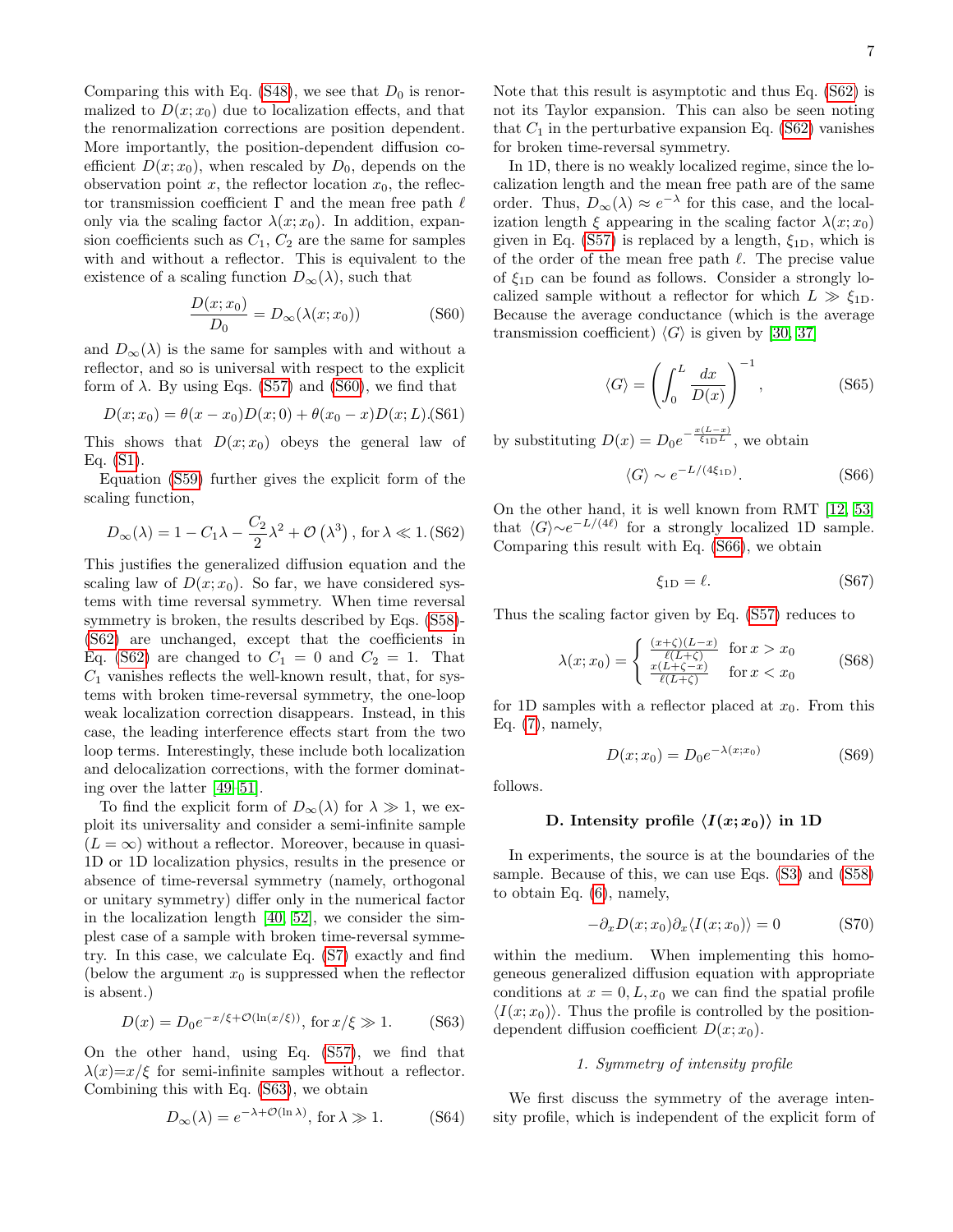Comparing this with Eq. (S48), we see that $D_0$ is renormalized to $D(x;x_0)$ due to localization effects, and that the renormalization corrections are position dependent. More importantly, the position-dependent diffusion coefficient $D(x;x_0)$, when rescaled by $D_0$, depends on the observation point $x$, the reflector location $x_0$, the reflector transmission coefficient $\Gamma$ and the mean free path $\ell$ only via the scaling factor $\lambda(x;x_0)$. In addition, expansion coefficients such as $C_1$, $C_2$ are the same for samples with and without a reflector. This is equivalent to the existence of a scaling function $D_\infty(\lambda)$, such that

$$\frac{D(x;x_0)}{D_0} = D_\infty(\lambda(x;x_0)) \tag{S60}$$

and $D_\infty(\lambda)$ is the same for samples with and without a reflector, and so is universal with respect to the explicit form of $\lambda$. By using Eqs. (S57) and (S60), we find that

$$D(x;x_0) = \theta(x-x_0)D(x;0) + \theta(x_0-x)D(x;L). \tag{S61}$$

This shows that $D(x;x_0)$ obeys the general law of Eq. (S1).

Equation (S59) further gives the explicit form of the scaling function,

$$D_\infty(\lambda) = 1 - C_1\lambda - \frac{C_2}{2}\lambda^2 + \mathcal{O}\left(\lambda^3\right), \text{ for } \lambda \ll 1. \tag{S62}$$

This justifies the generalized diffusion equation and the scaling law of $D(x;x_0)$. So far, we have considered systems with time reversal symmetry. When time reversal symmetry is broken, the results described by Eqs. (S58)-(S62) are unchanged, except that the coefficients in Eq. (S62) are changed to $C_1 = 0$ and $C_2 = 1$. That $C_1$ vanishes reflects the well-known result, that, for systems with broken time-reversal symmetry, the one-loop weak localization correction disappears. Instead, in this case, the leading interference effects start from the two loop terms. Interestingly, these include both localization and delocalization corrections, with the former dominating over the latter [49–51].

To find the explicit form of $D_\infty(\lambda)$ for $\lambda \gg 1$, we exploit its universality and consider a semi-infinite sample ($L = \infty$) without a reflector. Moreover, because in quasi-1D or 1D localization physics, results in the presence or absence of time-reversal symmetry (namely, orthogonal or unitary symmetry) differ only in the numerical factor in the localization length [40, 52], we consider the simplest case of a sample with broken time-reversal symmetry. In this case, we calculate Eq. (S7) exactly and find (below the argument $x_0$ is suppressed when the reflector is absent.)

$$D(x) = D_0 e^{-x/\xi + \mathcal{O}(\ln(x/\xi))}, \text{ for } x/\xi \gg 1. \tag{S63}$$

On the other hand, using Eq. (S57), we find that $\lambda(x) = x/\xi$ for semi-infinite samples without a reflector. Combining this with Eq. (S63), we obtain

$$D_\infty(\lambda) = e^{-\lambda + \mathcal{O}(\ln\lambda)}, \text{ for } \lambda \gg 1. \tag{S64}$$

Note that this result is asymptotic and thus Eq. (S62) is not its Taylor expansion. This can also be seen noting that $C_1$ in the perturbative expansion Eq. (S62) vanishes for broken time-reversal symmetry.

In 1D, there is no weakly localized regime, since the localization length and the mean free path are of the same order. Thus, $D_\infty(\lambda) \approx e^{-\lambda}$ for this case, and the localization length $\xi$ appearing in the scaling factor $\lambda(x;x_0)$ given in Eq. (S57) is replaced by a length, $\xi_{1\mathrm{D}}$, which is of the order of the mean free path $\ell$. The precise value of $\xi_{1\mathrm{D}}$ can be found as follows. Consider a strongly localized sample without a reflector for which $L \gg \xi_{1\mathrm{D}}$. Because the average conductance (which is the average transmission coefficient) $\langle G\rangle$ is given by [30, 37]

$$\langle G\rangle = \left(\int_0^L \frac{dx}{D(x)}\right)^{-1}, \tag{S65}$$

by substituting $D(x) = D_0 e^{-\frac{x(L-x)}{\xi_{1\mathrm{D}}L}}$, we obtain

$$\langle G\rangle \sim e^{-L/(4\xi_{1\mathrm{D}})}. \tag{S66}$$

On the other hand, it is well known from RMT [12, 53] that $\langle G\rangle \sim e^{-L/(4\ell)}$ for a strongly localized 1D sample. Comparing this result with Eq. (S66), we obtain

$$\xi_{1\mathrm{D}} = \ell. \tag{S67}$$

Thus the scaling factor given by Eq. (S57) reduces to

$$\lambda(x;x_0) = \begin{cases} \frac{(x+\zeta)(L-x)}{\ell(L+\zeta)} & \text{for } x > x_0 \\ \frac{x(L+\zeta-x)}{\ell(L+\zeta)} & \text{for } x < x_0 \end{cases} \tag{S68}$$

for 1D samples with a reflector placed at $x_0$. From this Eq. (7), namely,

$$D(x;x_0) = D_0 e^{-\lambda(x;x_0)} \tag{S69}$$

follows.

### D. Intensity profile $\langle I(x;x_0)\rangle$ in 1D

In experiments, the source is at the boundaries of the sample. Because of this, we can use Eqs. (S3) and (S58) to obtain Eq. (6), namely,

$$-\partial_x D(x;x_0)\partial_x\langle I(x;x_0)\rangle = 0 \tag{S70}$$

within the medium. When implementing this homogeneous generalized diffusion equation with appropriate conditions at $x = 0, L, x_0$ we can find the spatial profile $\langle I(x;x_0)\rangle$. Thus the profile is controlled by the position-dependent diffusion coefficient $D(x;x_0)$.

#### 1. Symmetry of intensity profile

We first discuss the symmetry of the average intensity profile, which is independent of the explicit form of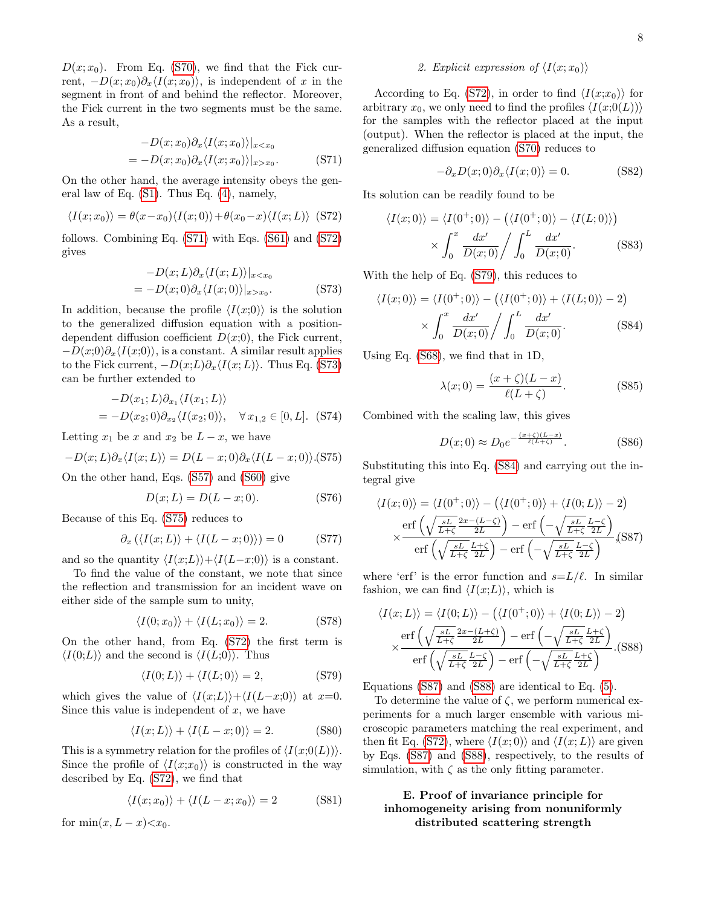$D(x;x_0)$. From Eq. (S70), we find that the Fick current, $-D(x;x_0)\partial_x\langle I(x;x_0)\rangle$, is independent of $x$ in the segment in front of and behind the reflector. Moreover, the Fick current in the two segments must be the same. As a result,

$$\begin{aligned}&-D(x;x_0)\partial_x\langle I(x;x_0)\rangle|_{x<x_0}\\&=-D(x;x_0)\partial_x\langle I(x;x_0)\rangle|_{x>x_0}.\end{aligned}\tag{S71}$$

On the other hand, the average intensity obeys the general law of Eq. (S1). Thus Eq. (4), namely,

$$\langle I(x;x_0)\rangle=\theta(x-x_0)\langle I(x;0)\rangle+\theta(x_0-x)\langle I(x;L)\rangle\tag{S72}$$

follows. Combining Eq. (S71) with Eqs. (S61) and (S72) gives

$$\begin{aligned}&-D(x;L)\partial_x\langle I(x;L)\rangle|_{x<x_0}\\&=-D(x;0)\partial_x\langle I(x;0)\rangle|_{x>x_0}.\end{aligned}\tag{S73}$$

In addition, because the profile $\langle I(x;0)\rangle$ is the solution to the generalized diffusion equation with a position-dependent diffusion coefficient $D(x;0)$, the Fick current, $-D(x;0)\partial_x\langle I(x;0)\rangle$, is a constant. A similar result applies to the Fick current, $-D(x;L)\partial_x\langle I(x;L)\rangle$. Thus Eq. (S73) can be further extended to

$$\begin{aligned}&-D(x_1;L)\partial_{x_1}\langle I(x_1;L)\rangle\\&=-D(x_2;0)\partial_{x_2}\langle I(x_2;0)\rangle,\quad\forall\, x_{1,2}\in[0,L].\end{aligned}\tag{S74}$$

Letting $x_1$ be $x$ and $x_2$ be $L-x$, we have

$$-D(x;L)\partial_x\langle I(x;L)\rangle=D(L-x;0)\partial_x\langle I(L-x;0)\rangle.\tag{S75}$$

On the other hand, Eqs. (S57) and (S60) give

$$D(x;L)=D(L-x;0).\tag{S76}$$

Because of this Eq. (S75) reduces to

$$\partial_x\left(\langle I(x;L)\rangle+\langle I(L-x;0)\rangle\right)=0\tag{S77}$$

and so the quantity $\langle I(x;L)\rangle+\langle I(L-x;0)\rangle$ is a constant.

To find the value of the constant, we note that since the reflection and transmission for an incident wave on either side of the sample sum to unity,

$$\langle I(0;x_0)\rangle+\langle I(L;x_0)\rangle=2.\tag{S78}$$

On the other hand, from Eq. (S72) the first term is $\langle I(0;L)\rangle$ and the second is $\langle I(L;0)\rangle$. Thus

$$\langle I(0;L)\rangle+\langle I(L;0)\rangle=2,\tag{S79}$$

which gives the value of $\langle I(x;L)\rangle+\langle I(L-x;0)\rangle$ at $x=0$. Since this value is independent of $x$, we have

$$\langle I(x;L)\rangle+\langle I(L-x;0)\rangle=2.\tag{S80}$$

This is a symmetry relation for the profiles of $\langle I(x;0(L))\rangle$. Since the profile of $\langle I(x;x_0)\rangle$ is constructed in the way described by Eq. (S72), we find that

$$\langle I(x;x_0)\rangle+\langle I(L-x;x_0)\rangle=2\tag{S81}$$

for $\min(x,L-x)<x_0$.

### 2. Explicit expression of $\langle I(x;x_0)\rangle$

According to Eq. (S72), in order to find $\langle I(x;x_0)\rangle$ for arbitrary $x_0$, we only need to find the profiles $\langle I(x;0(L))\rangle$ for the samples with the reflector placed at the input (output). When the reflector is placed at the input, the generalized diffusion equation (S70) reduces to

$$-\partial_x D(x;0)\partial_x\langle I(x;0)\rangle=0.\tag{S82}$$

Its solution can be readily found to be

$$\begin{aligned}\langle I(x;0)\rangle=&\langle I(0^+;0)\rangle-\big(\langle I(0^+;0)\rangle-\langle I(L;0)\rangle\big)\\&\times\int_0^x\frac{dx'}{D(x;0)}\Big/\int_0^L\frac{dx'}{D(x;0)}.\end{aligned}\tag{S83}$$

With the help of Eq. (S79), this reduces to

$$\begin{aligned}\langle I(x;0)\rangle=&\langle I(0^+;0)\rangle-\big(\langle I(0^+;0)\rangle+\langle I(L;0)\rangle-2\big)\\&\times\int_0^x\frac{dx'}{D(x;0)}\Big/\int_0^L\frac{dx'}{D(x;0)}.\end{aligned}\tag{S84}$$

Using Eq. (S68), we find that in 1D,

$$\lambda(x;0)=\frac{(x+\zeta)(L-x)}{\ell(L+\zeta)}.\tag{S85}$$

Combined with the scaling law, this gives

$$D(x;0)\approx D_0 e^{-\frac{(x+\zeta)(L-x)}{\ell(L+\zeta)}}.\tag{S86}$$

Substituting this into Eq. (S84) and carrying out the integral give

$$\begin{aligned}\langle I(x;0)\rangle=&\langle I(0^+;0)\rangle-\big(\langle I(0^+;0)\rangle+\langle I(0;L)\rangle-2\big)\\&\times\frac{\operatorname{erf}\left(\sqrt{\frac{sL}{L+\zeta}}\frac{2x-(L-\zeta)}{2L}\right)-\operatorname{erf}\left(-\sqrt{\frac{sL}{L+\zeta}}\frac{L-\zeta}{2L}\right)}{\operatorname{erf}\left(\sqrt{\frac{sL}{L+\zeta}}\frac{L+\zeta}{2L}\right)-\operatorname{erf}\left(-\sqrt{\frac{sL}{L+\zeta}}\frac{L-\zeta}{2L}\right)},\end{aligned}\tag{S87}$$

where 'erf' is the error function and $s=L/\ell$. In similar fashion, we can find $\langle I(x;L)\rangle$, which is

$$\begin{aligned}\langle I(x;L)\rangle=&\langle I(0;L)\rangle-\big(\langle I(0^+;0)\rangle+\langle I(0;L)\rangle-2\big)\\&\times\frac{\operatorname{erf}\left(\sqrt{\frac{sL}{L+\zeta}}\frac{2x-(L+\zeta)}{2L}\right)-\operatorname{erf}\left(-\sqrt{\frac{sL}{L+\zeta}}\frac{L+\zeta}{2L}\right)}{\operatorname{erf}\left(\sqrt{\frac{sL}{L+\zeta}}\frac{L-\zeta}{2L}\right)-\operatorname{erf}\left(-\sqrt{\frac{sL}{L+\zeta}}\frac{L+\zeta}{2L}\right)}.\end{aligned}\tag{S88}$$

Equations (S87) and (S88) are identical to Eq. (5).

To determine the value of $\zeta$, we perform numerical experiments for a much larger ensemble with various microscopic parameters matching the real experiment, and then fit Eq. (S72), where $\langle I(x;0)\rangle$ and $\langle I(x;L)\rangle$ are given by Eqs. (S87) and (S88), respectively, to the results of simulation, with $\zeta$ as the only fitting parameter.

## E. Proof of invariance principle for inhomogeneity arising from nonuniformly distributed scattering strength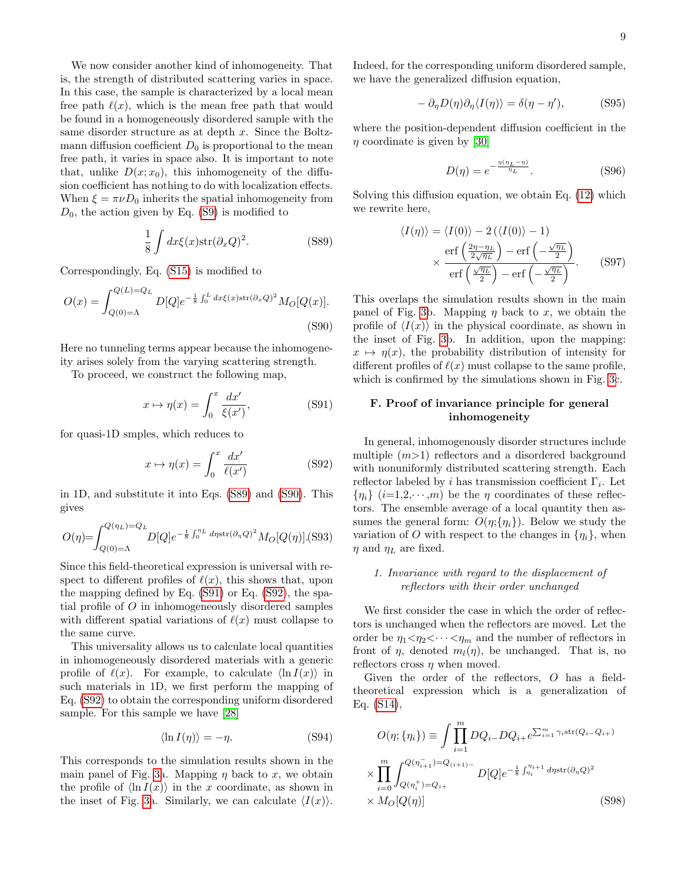We now consider another kind of inhomogeneity. That is, the strength of distributed scattering varies in space. In this case, the sample is characterized by a local mean free path $\ell(x)$, which is the mean free path that would be found in a homogeneously disordered sample with the same disorder structure as at depth $x$. Since the Boltzmann diffusion coefficient $D_0$ is proportional to the mean free path, it varies in space also. It is important to note that, unlike $D(x;x_0)$, this inhomogeneity of the diffusion coefficient has nothing to do with localization effects. When $\xi = \pi\nu D_0$ inherits the spatial inhomogeneity from $D_0$, the action given by Eq. (S9) is modified to

$$\frac{1}{8}\int dx\xi(x)\mathrm{str}(\partial_x Q)^2. \tag{S89}$$

Correspondingly, Eq. (S15) is modified to

$$O(x) = \int_{Q(0)=\Lambda}^{Q(L)=Q_L} D[Q]e^{-\frac{1}{8}\int_0^L dx\xi(x)\mathrm{str}(\partial_x Q)^2} M_O[Q(x)]. \tag{S90}$$

Here no tunneling terms appear because the inhomogeneity arises solely from the varying scattering strength.

To proceed, we construct the following map,

$$x \mapsto \eta(x) = \int_0^x \frac{dx'}{\xi(x')}, \tag{S91}$$

for quasi-1D smples, which reduces to

$$x \mapsto \eta(x) = \int_0^x \frac{dx'}{\ell(x')} \tag{S92}$$

in 1D, and substitute it into Eqs. (S89) and (S90). This gives

$$O(\eta)=\int_{Q(0)=\Lambda}^{Q(\eta_L)=Q_L} D[Q]e^{-\frac{1}{8}\int_0^{\eta_L} d\eta\mathrm{str}(\partial_\eta Q)^2} M_O[Q(\eta)]. \tag{S93}$$

Since this field-theoretical expression is universal with respect to different profiles of $\ell(x)$, this shows that, upon the mapping defined by Eq. (S91) or Eq. (S92), the spatial profile of $O$ in inhomogeneously disordered samples with different spatial variations of $\ell(x)$ must collapse to the same curve.

This universality allows us to calculate local quantities in inhomogeneously disordered materials with a generic profile of $\ell(x)$. For example, to calculate $\langle \ln I(x)\rangle$ in such materials in 1D, we first perform the mapping of Eq. (S92) to obtain the corresponding uniform disordered sample. For this sample we have [28]

$$\langle \ln I(\eta)\rangle = -\eta. \tag{S94}$$

This corresponds to the simulation results shown in the main panel of Fig. 3a. Mapping $\eta$ back to $x$, we obtain the profile of $\langle \ln I(x)\rangle$ in the $x$ coordinate, as shown in the inset of Fig. 3a. Similarly, we can calculate $\langle I(x)\rangle$. Indeed, for the corresponding uniform disordered sample, we have the generalized diffusion equation,

$$-\partial_\eta D(\eta)\partial_\eta\langle I(\eta)\rangle = \delta(\eta-\eta'), \tag{S95}$$

where the position-dependent diffusion coefficient in the $\eta$ coordinate is given by [30]

$$D(\eta) = e^{-\frac{\eta(\eta_L-\eta)}{\eta_L}}. \tag{S96}$$

Solving this diffusion equation, we obtain Eq. (12) which we rewrite here,

$$\langle I(\eta)\rangle = \langle I(0)\rangle - 2\left(\langle I(0)\rangle - 1\right) \times \frac{\mathrm{erf}\left(\frac{2\eta-\eta_L}{2\sqrt{\eta_L}}\right) - \mathrm{erf}\left(-\frac{\sqrt{\eta_L}}{2}\right)}{\mathrm{erf}\left(\frac{\sqrt{\eta_L}}{2}\right) - \mathrm{erf}\left(-\frac{\sqrt{\eta_L}}{2}\right)}. \tag{S97}$$

This overlaps the simulation results shown in the main panel of Fig. 3b. Mapping $\eta$ back to $x$, we obtain the profile of $\langle I(x)\rangle$ in the physical coordinate, as shown in the inset of Fig. 3b. In addition, upon the mapping: $x \mapsto \eta(x)$, the probability distribution of intensity for different profiles of $\ell(x)$ must collapse to the same profile, which is confirmed by the simulations shown in Fig. 3c.

## F. Proof of invariance principle for general inhomogeneity

In general, inhomogenously disorder structures include multiple ($m$>1) reflectors and a disordered background with nonuniformly distributed scattering strength. Each reflector labeled by $i$ has transmission coefficient $\Gamma_i$. Let $\{\eta_i\}$ ($i$=1,2,$\cdots$,$m$) be the $\eta$ coordinates of these reflectors. The ensemble average of a local quantity then assumes the general form: $O(\eta;\{\eta_i\})$. Below we study the variation of $O$ with respect to the changes in $\{\eta_i\}$, when $\eta$ and $\eta_L$ are fixed.

### 1. Invariance with regard to the displacement of reflectors with their order unchanged

We first consider the case in which the order of reflectors is unchanged when the reflectors are moved. Let the order be $\eta_1<\eta_2<\cdots<\eta_m$ and the number of reflectors in front of $\eta$, denoted $m_l(\eta)$, be unchanged. That is, no reflectors cross $\eta$ when moved.

Given the order of the reflectors, $O$ has a field-theoretical expression which is a generalization of Eq. (S14),

$$\begin{aligned}
O(\eta;\{\eta_i\}) \equiv& \int\prod_{i=1}^m DQ_{i-}DQ_{i+}e^{\sum_{i=1}^m \gamma_i\mathrm{str}(Q_{i-}Q_{i+})} \\
&\times\prod_{i=0}^m\int_{Q(\eta_i^+)=Q_{i+}}^{Q(\eta_{i+1}^-)=Q_{(i+1)-}} D[Q]e^{-\frac{1}{8}\int_{\eta_i}^{\eta_{i+1}} d\eta\mathrm{str}(\partial_\eta Q)^2} \\
&\times M_O[Q(\eta)]
\end{aligned} \tag{S98}$$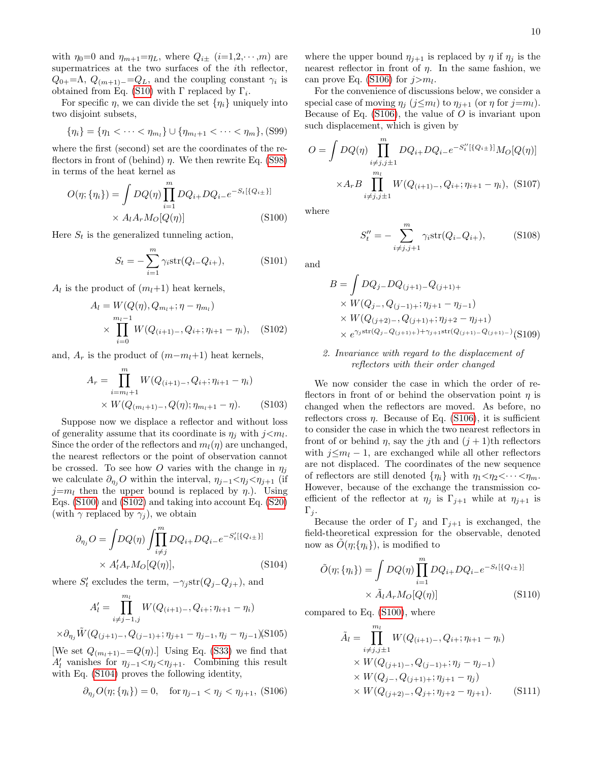with $\eta_0=0$ and $\eta_{m+1}=\eta_L$, where $Q_{i\pm}$ ($i=1,2,\cdots,m$) are supermatrices at the two surfaces of the $i$th reflector, $Q_{0+}=\Lambda$, $Q_{(m+1)-}=Q_L$, and the coupling constant $\gamma_i$ is obtained from Eq. (S10) with $\Gamma$ replaced by $\Gamma_i$.

For specific $\eta$, we can divide the set $\{\eta_i\}$ uniquely into two disjoint subsets,

$$\{\eta_i\} = \{\eta_1 < \cdots < \eta_{m_l}\} \cup \{\eta_{m_l+1} < \cdots < \eta_m\}, \tag{S99}$$

where the first (second) set are the coordinates of the reflectors in front of (behind) $\eta$. We then rewrite Eq. (S98) in terms of the heat kernel as

$$O(\eta;\{\eta_i\}) = \int DQ(\eta) \prod_{i=1}^{m} DQ_{i+}DQ_{i-}e^{-S_t[\{Q_{i\pm}\}]} \times A_l A_r M_O[Q(\eta)] \tag{S100}$$

Here $S_t$ is the generalized tunneling action,

$$S_t = -\sum_{i=1}^{m} \gamma_i \mathrm{str}(Q_{i-}Q_{i+}), \tag{S101}$$

$A_l$ is the product of $(m_l+1)$ heat kernels,

$$A_l = W(Q(\eta), Q_{m_l+}; \eta - \eta_{m_l}) \times \prod_{i=0}^{m_l-1} W(Q_{(i+1)-}, Q_{i+}; \eta_{i+1} - \eta_i), \tag{S102}$$

and, $A_r$ is the product of $(m-m_l+1)$ heat kernels,

$$A_r = \prod_{i=m_l+1}^{m} W(Q_{(i+1)-}, Q_{i+}; \eta_{i+1} - \eta_i) \times W(Q_{(m_l+1)-}, Q(\eta); \eta_{m_l+1} - \eta). \tag{S103}$$

Suppose now we displace a reflector and without loss of generality assume that its coordinate is $\eta_j$ with $j<m_l$. Since the order of the reflectors and $m_l(\eta)$ are unchanged, the nearest reflectors or the point of observation cannot be crossed. To see how $O$ varies with the change in $\eta_j$ we calculate $\partial_{\eta_j} O$ within the interval, $\eta_{j-1}<\eta_j<\eta_{j+1}$ (if $j=m_l$ then the upper bound is replaced by $\eta$.). Using Eqs. (S100) and (S102) and taking into account Eq. (S20) (with $\gamma$ replaced by $\gamma_j$), we obtain

$$\partial_{\eta_j} O = \int DQ(\eta) \int \prod_{i\neq j}^{m} DQ_{i+}DQ_{i-}e^{-S_t'[\{Q_{i\pm}\}]} \times A_l' A_r M_O[Q(\eta)], \tag{S104}$$

where $S_t'$ excludes the term, $-\gamma_j \mathrm{str}(Q_{j-}Q_{j+})$, and

$$A_l' = \prod_{i\neq j-1,j}^{m_l} W(Q_{(i+1)-}, Q_{i+}; \eta_{i+1} - \eta_i) \times \partial_{\eta_j} \tilde{W}(Q_{(j+1)-}, Q_{(j-1)+}; \eta_{j+1} - \eta_{j-1}, \eta_j - \eta_{j-1}) \tag{S105}$$

[We set $Q_{(m_l+1)-}=Q(\eta)$.] Using Eq. (S33) we find that $A_l'$ vanishes for $\eta_{j-1}<\eta_j<\eta_{j+1}$. Combining this result with Eq. (S104) proves the following identity,

$$\partial_{\eta_j} O(\eta;\{\eta_i\}) = 0, \quad \text{for } \eta_{j-1} < \eta_j < \eta_{j+1}, \tag{S106}$$

where the upper bound $\eta_{j+1}$ is replaced by $\eta$ if $\eta_j$ is the nearest reflector in front of $\eta$. In the same fashion, we can prove Eq. (S106) for $j>m_l$.

For the convenience of discussions below, we consider a special case of moving $\eta_j$ ($j\leq m_l$) to $\eta_{j+1}$ (or $\eta$ for $j=m_l$). Because of Eq. (S106), the value of $O$ is invariant upon such displacement, which is given by

$$O = \int DQ(\eta) \prod_{i\neq j,j\pm1}^{m} DQ_{i+}DQ_{i-}e^{-S_t''[\{Q_{i\pm}\}]} M_O[Q(\eta)] \times A_r B \prod_{i\neq j,j\pm1}^{m_l} W(Q_{(i+1)-}, Q_{i+}; \eta_{i+1} - \eta_i), \tag{S107}$$

where

$$S_t'' = -\sum_{i\neq j,j+1}^{m} \gamma_i \mathrm{str}(Q_{i-}Q_{i+}), \tag{S108}$$

and

$$B = \int DQ_{j-}DQ_{(j+1)-}Q_{(j+1)+} \times W(Q_{j-}, Q_{(j-1)+}; \eta_{j+1} - \eta_{j-1}) \times W(Q_{(j+2)-}, Q_{(j+1)+}; \eta_{j+2} - \eta_{j+1}) \times e^{\gamma_j \mathrm{str}(Q_{j-}Q_{(j+1)+}) + \gamma_{j+1}\mathrm{str}(Q_{(j+1)-}Q_{(j+1)-})} \tag{S109}$$

### 2. Invariance with regard to the displacement of reflectors with their order changed

We now consider the case in which the order of reflectors in front of or behind the observation point $\eta$ is changed when the reflectors are moved. As before, no reflectors cross $\eta$. Because of Eq. (S106), it is sufficient to consider the case in which the two nearest reflectors in front of or behind $\eta$, say the $j$th and $(j+1)$th reflectors with $j\leq m_l-1$, are exchanged while all other reflectors are not displaced. The coordinates of the new sequence of reflectors are still denoted $\{\eta_i\}$ with $\eta_1<\eta_2<\cdots<\eta_m$. However, because of the exchange the transmission coefficient of the reflector at $\eta_j$ is $\Gamma_{j+1}$ while at $\eta_{j+1}$ is $\Gamma_j$.

Because the order of $\Gamma_j$ and $\Gamma_{j+1}$ is exchanged, the field-theoretical expression for the observable, denoted now as $\tilde{O}(\eta;\{\eta_i\})$, is modified to

$$\tilde{O}(\eta;\{\eta_i\}) = \int DQ(\eta) \prod_{i=1}^{m} DQ_{i+}DQ_{i-}e^{-S_t[\{Q_{i\pm}\}]} \times \tilde{A}_l A_r M_O[Q(\eta)] \tag{S110}$$

compared to Eq. (S100), where

$$\tilde{A}_l = \prod_{i\neq j,j\pm1}^{m_l} W(Q_{(i+1)-}, Q_{i+}; \eta_{i+1} - \eta_i) \times W(Q_{(j+1)-}, Q_{(j-1)+}; \eta_j - \eta_{j-1}) \times W(Q_{j-}, Q_{(j+1)+}; \eta_{j+1} - \eta_j) \times W(Q_{(j+2)-}, Q_{j+}; \eta_{j+2} - \eta_{j+1}). \tag{S111}$$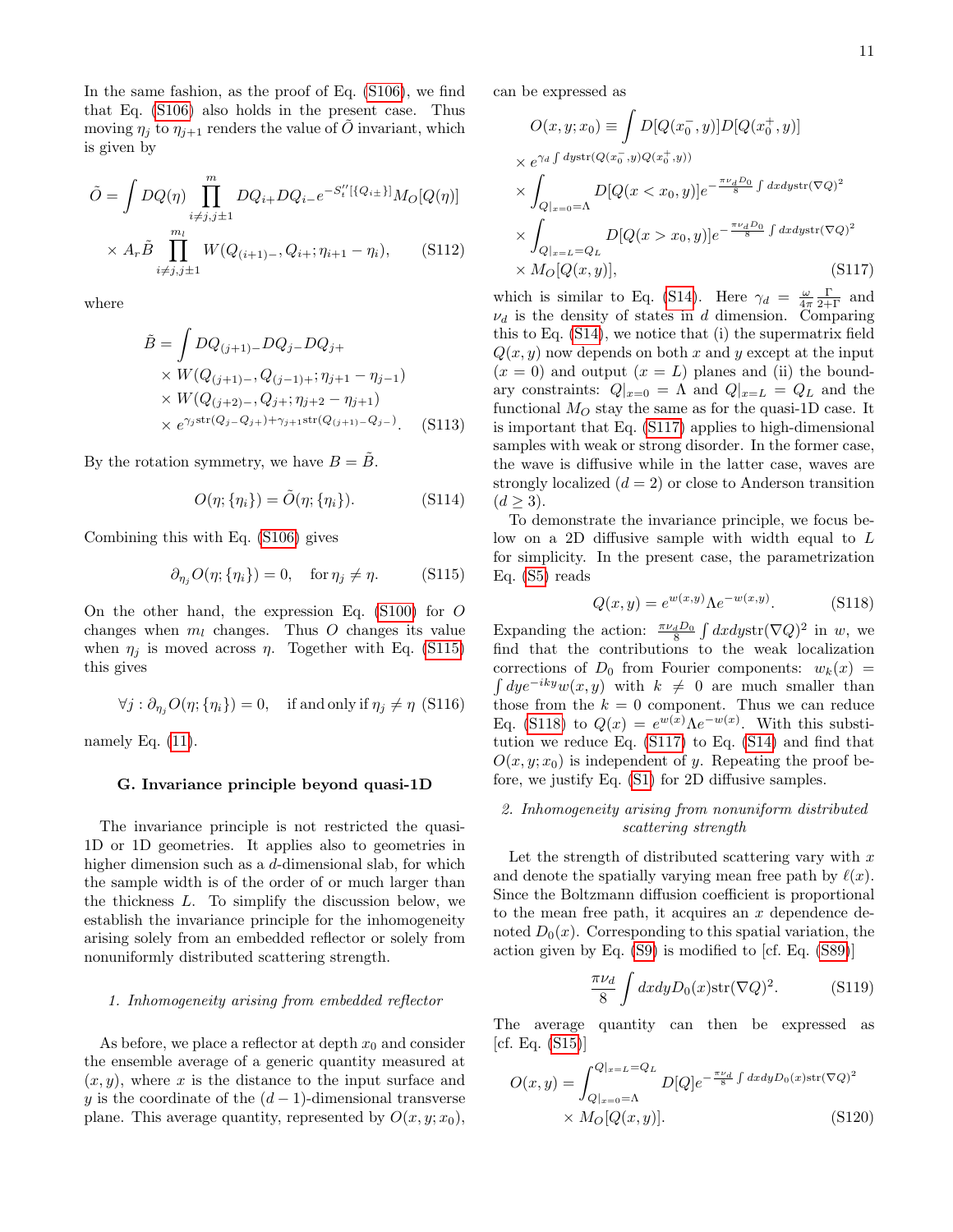In the same fashion, as the proof of Eq. (S106), we find that Eq. (S106) also holds in the present case. Thus moving $\eta_j$ to $\eta_{j+1}$ renders the value of $\tilde{O}$ invariant, which is given by

$$\tilde{O} = \int DQ(\eta) \prod_{i\neq j, j\pm 1}^{m} DQ_{i+} DQ_{i-} e^{-S_t''[\{Q_{i\pm}\}]} M_O[Q(\eta)] \times A_r \tilde{B} \prod_{i\neq j,j\pm 1}^{m_l} W(Q_{(i+1)-}, Q_{i+}; \eta_{i+1} - \eta_i), \tag{S112}$$

where

$$\begin{aligned}\tilde{B} = \int & DQ_{(j+1)-} DQ_{j-} DQ_{j+} \\ &\times W(Q_{(j+1)-}, Q_{(j-1)+}; \eta_{j+1} - \eta_{j-1}) \\ &\times W(Q_{(j+2)-}, Q_{j+}; \eta_{j+2} - \eta_{j+1}) \\ &\times e^{\gamma_j \mathrm{str}(Q_{j-}Q_{j+}) + \gamma_{j+1}\mathrm{str}(Q_{(j+1)-}Q_{j-})}.\end{aligned} \tag{S113}$$

By the rotation symmetry, we have $B = \tilde{B}$.

$$O(\eta; \{\eta_i\}) = \tilde{O}(\eta; \{\eta_i\}). \tag{S114}$$

Combining this with Eq. (S106) gives

$$\partial_{\eta_j} O(\eta; \{\eta_i\}) = 0, \quad \text{for } \eta_j \neq \eta. \tag{S115}$$

On the other hand, the expression Eq. (S100) for $O$ changes when $m_l$ changes. Thus $O$ changes its value when $\eta_j$ is moved across $\eta$. Together with Eq. (S115) this gives

$$\forall j : \partial_{\eta_j} O(\eta; \{\eta_i\}) = 0, \quad \text{if and only if } \eta_j \neq \eta \tag{S116}$$

namely Eq. (11).

### G. Invariance principle beyond quasi-1D

The invariance principle is not restricted the quasi-1D or 1D geometries. It applies also to geometries in higher dimension such as a $d$-dimensional slab, for which the sample width is of the order of or much larger than the thickness $L$. To simplify the discussion below, we establish the invariance principle for the inhomogeneity arising solely from an embedded reflector or solely from nonuniformly distributed scattering strength.

#### 1. Inhomogeneity arising from embedded reflector

As before, we place a reflector at depth $x_0$ and consider the ensemble average of a generic quantity measured at $(x, y)$, where $x$ is the distance to the input surface and $y$ is the coordinate of the $(d-1)$-dimensional transverse plane. This average quantity, represented by $O(x, y; x_0)$, can be expressed as

$$\begin{aligned}O(x, y; x_0) \equiv & \int D[Q(x_0^-, y)] D[Q(x_0^+, y)] \\ &\times e^{\gamma_d \int dy \mathrm{str}(Q(x_0^-, y) Q(x_0^+, y))} \\ &\times \int_{Q|_{x=0}=\Lambda} D[Q(x < x_0, y)] e^{-\frac{\pi\nu_d D_0}{8}\int dxdy \mathrm{str}(\nabla Q)^2} \\ &\times \int_{Q|_{x=L}=Q_L} D[Q(x > x_0, y)] e^{-\frac{\pi\nu_d D_0}{8}\int dxdy \mathrm{str}(\nabla Q)^2} \\ &\times M_O[Q(x, y)],\end{aligned} \tag{S117}$$

which is similar to Eq. (S14). Here $\gamma_d = \frac{\omega}{4\pi}\frac{\Gamma}{2+\Gamma}$ and $\nu_d$ is the density of states in $d$ dimension. Comparing this to Eq. (S14), we notice that (i) the supermatrix field $Q(x, y)$ now depends on both $x$ and $y$ except at the input $(x = 0)$ and output $(x = L)$ planes and (ii) the boundary constraints: $Q|_{x=0} = \Lambda$ and $Q|_{x=L} = Q_L$ and the functional $M_O$ stay the same as for the quasi-1D case. It is important that Eq. (S117) applies to high-dimensional samples with weak or strong disorder. In the former case, the wave is diffusive while in the latter case, waves are strongly localized $(d = 2)$ or close to Anderson transition $(d \geq 3)$.

To demonstrate the invariance principle, we focus below on a 2D diffusive sample with width equal to $L$ for simplicity. In the present case, the parametrization Eq. (S5) reads

$$Q(x, y) = e^{w(x,y)} \Lambda e^{-w(x,y)}. \tag{S118}$$

Expanding the action: $\frac{\pi\nu_d D_0}{8}\int dxdy \mathrm{str}(\nabla Q)^2$ in $w$, we find that the contributions to the weak localization corrections of $D_0$ from Fourier components: $w_k(x) = \int dy e^{-iky} w(x, y)$ with $k \neq 0$ are much smaller than those from the $k = 0$ component. Thus we can reduce Eq. (S118) to $Q(x) = e^{w(x)} \Lambda e^{-w(x)}$. With this substitution we reduce Eq. (S117) to Eq. (S14) and find that $O(x, y; x_0)$ is independent of $y$. Repeating the proof before, we justify Eq. (S1) for 2D diffusive samples.

#### 2. Inhomogeneity arising from nonuniform distributed scattering strength

Let the strength of distributed scattering vary with $x$ and denote the spatially varying mean free path by $\ell(x)$. Since the Boltzmann diffusion coefficient is proportional to the mean free path, it acquires an $x$ dependence denoted $D_0(x)$. Corresponding to this spatial variation, the action given by Eq. (S9) is modified to [cf. Eq. (S89)]

$$\frac{\pi\nu_d}{8}\int dxdy D_0(x) \mathrm{str}(\nabla Q)^2. \tag{S119}$$

The average quantity can then be expressed as [cf. Eq. (S15)]

$$O(x, y) = \int_{Q|_{x=0}=\Lambda}^{Q|_{x=L}=Q_L} D[Q] e^{-\frac{\pi\nu_d}{8}\int dxdy D_0(x)\mathrm{str}(\nabla Q)^2} \times M_O[Q(x, y)]. \tag{S120}$$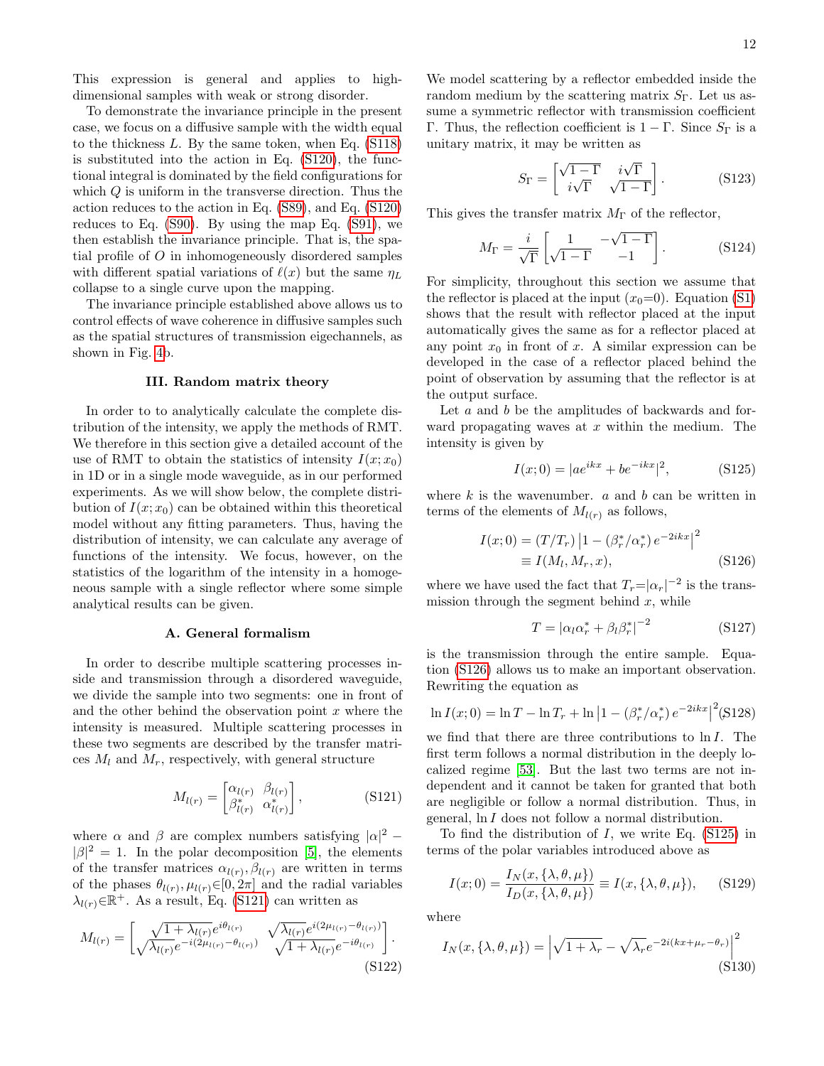This expression is general and applies to high-dimensional samples with weak or strong disorder.

To demonstrate the invariance principle in the present case, we focus on a diffusive sample with the width equal to the thickness $L$. By the same token, when Eq. (S118) is substituted into the action in Eq. (S120), the functional integral is dominated by the field configurations for which $Q$ is uniform in the transverse direction. Thus the action reduces to the action in Eq. (S89), and Eq. (S120) reduces to Eq. (S90). By using the map Eq. (S91), we then establish the invariance principle. That is, the spatial profile of $O$ in inhomogeneously disordered samples with different spatial variations of $\ell(x)$ but the same $\eta_L$ collapse to a single curve upon the mapping.

The invariance principle established above allows us to control effects of wave coherence in diffusive samples such as the spatial structures of transmission eigechannels, as shown in Fig. 4b.

### III. Random matrix theory

In order to to analytically calculate the complete distribution of the intensity, we apply the methods of RMT. We therefore in this section give a detailed account of the use of RMT to obtain the statistics of intensity $I(x;x_0)$ in 1D or in a single mode waveguide, as in our performed experiments. As we will show below, the complete distribution of $I(x;x_0)$ can be obtained within this theoretical model without any fitting parameters. Thus, having the distribution of intensity, we can calculate any average of functions of the intensity. We focus, however, on the statistics of the logarithm of the intensity in a homogeneous sample with a single reflector where some simple analytical results can be given.

#### A. General formalism

In order to describe multiple scattering processes inside and transmission through a disordered waveguide, we divide the sample into two segments: one in front of and the other behind the observation point $x$ where the intensity is measured. Multiple scattering processes in these two segments are described by the transfer matrices $M_l$ and $M_r$, respectively, with general structure

$$M_{l(r)} = \begin{bmatrix} \alpha_{l(r)} & \beta_{l(r)} \\ \beta^*_{l(r)} & \alpha^*_{l(r)} \end{bmatrix}, \tag{S121}$$

where $\alpha$ and $\beta$ are complex numbers satisfying $|\alpha|^2 - |\beta|^2 = 1$. In the polar decomposition [5], the elements of the transfer matrices $\alpha_{l(r)}, \beta_{l(r)}$ are written in terms of the phases $\theta_{l(r)}, \mu_{l(r)} \in [0, 2\pi]$ and the radial variables $\lambda_{l(r)} \in \mathbb{R}^+$. As a result, Eq. (S121) can written as

$$M_{l(r)} = \begin{bmatrix} \sqrt{1+\lambda_{l(r)}}e^{i\theta_{l(r)}} & \sqrt{\lambda_{l(r)}}e^{i(2\mu_{l(r)}-\theta_{l(r)})} \\ \sqrt{\lambda_{l(r)}}e^{-i(2\mu_{l(r)}-\theta_{l(r)})} & \sqrt{1+\lambda_{l(r)}}e^{-i\theta_{l(r)}} \end{bmatrix}. \tag{S122}$$

We model scattering by a reflector embedded inside the random medium by the scattering matrix $S_\Gamma$. Let us assume a symmetric reflector with transmission coefficient $\Gamma$. Thus, the reflection coefficient is $1-\Gamma$. Since $S_\Gamma$ is a unitary matrix, it may be written as

$$S_\Gamma = \begin{bmatrix} \sqrt{1-\Gamma} & i\sqrt{\Gamma} \\ i\sqrt{\Gamma} & \sqrt{1-\Gamma} \end{bmatrix}. \tag{S123}$$

This gives the transfer matrix $M_\Gamma$ of the reflector,

$$M_\Gamma = \frac{i}{\sqrt{\Gamma}} \begin{bmatrix} 1 & -\sqrt{1-\Gamma} \\ \sqrt{1-\Gamma} & -1 \end{bmatrix}. \tag{S124}$$

For simplicity, throughout this section we assume that the reflector is placed at the input ($x_0$=0). Equation (S1) shows that the result with reflector placed at the input automatically gives the same as for a reflector placed at any point $x_0$ in front of $x$. A similar expression can be developed in the case of a reflector placed behind the point of observation by assuming that the reflector is at the output surface.

Let $a$ and $b$ be the amplitudes of backwards and forward propagating waves at $x$ within the medium. The intensity is given by

$$I(x;0) = |ae^{ikx} + be^{-ikx}|^2, \tag{S125}$$

where $k$ is the wavenumber. $a$ and $b$ can be written in terms of the elements of $M_{l(r)}$ as follows,

$$\begin{aligned} I(x;0) &= (T/T_r)\left|1-(\beta^*_r/\alpha^*_r)\, e^{-2ikx}\right|^2 \\ &\equiv I(M_l, M_r, x), \end{aligned} \tag{S126}$$

where we have used the fact that $T_r = |\alpha_r|^{-2}$ is the transmission through the segment behind $x$, while

$$T = |\alpha_l \alpha^*_r + \beta_l \beta^*_r|^{-2} \tag{S127}$$

is the transmission through the entire sample. Equation (S126) allows us to make an important observation. Rewriting the equation as

$$\ln I(x;0) = \ln T - \ln T_r + \ln\left|1-(\beta^*_r/\alpha^*_r)\, e^{-2ikx}\right|^2 \tag{S128}$$

we find that there are three contributions to $\ln I$. The first term follows a normal distribution in the deeply localized regime [53]. But the last two terms are not independent and it cannot be taken for granted that both are negligible or follow a normal distribution. Thus, in general, $\ln I$ does not follow a normal distribution.

To find the distribution of $I$, we write Eq. (S125) in terms of the polar variables introduced above as

$$I(x;0) = \frac{I_N(x,\{\lambda,\theta,\mu\})}{I_D(x,\{\lambda,\theta,\mu\})} \equiv I(x,\{\lambda,\theta,\mu\}), \tag{S129}$$

where

$$I_N(x,\{\lambda,\theta,\mu\}) = \left|\sqrt{1+\lambda_r} - \sqrt{\lambda_r}e^{-2i(kx+\mu_r-\theta_r)}\right|^2 \tag{S130}$$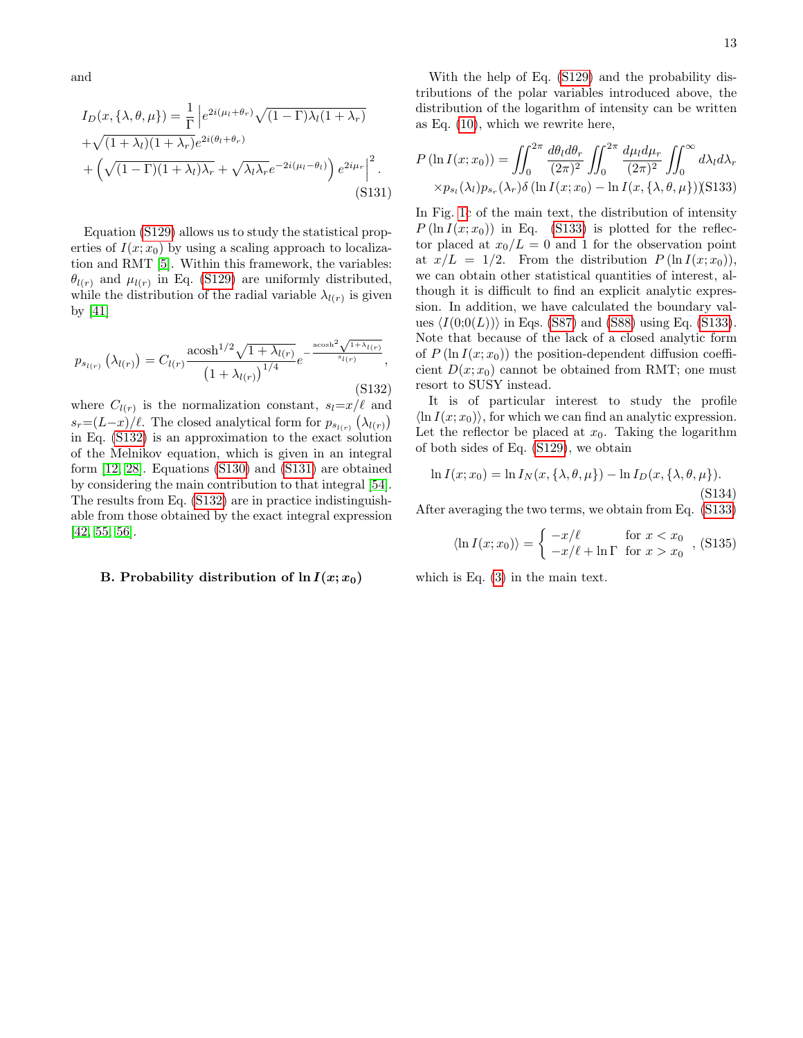and

$$
\begin{aligned}
I_D(x,\{\lambda,\theta,\mu\}) = \frac{1}{\Gamma}\Big| & e^{2i(\mu_l+\theta_r)}\sqrt{(1-\Gamma)\lambda_l(1+\lambda_r)} \\
&+\sqrt{(1+\lambda_l)(1+\lambda_r)}e^{2i(\theta_l+\theta_r)} \\
&+\left(\sqrt{(1-\Gamma)(1+\lambda_l)\lambda_r}+\sqrt{\lambda_l\lambda_r}e^{-2i(\mu_l-\theta_l)}\right)e^{2i\mu_r}\Big|^2 .
\end{aligned}
\tag{S131}
$$

Equation (S129) allows us to study the statistical properties of $I(x;x_0)$ by using a scaling approach to localization and RMT [5]. Within this framework, the variables: $\theta_{l(r)}$ and $\mu_{l(r)}$ in Eq. (S129) are uniformly distributed, while the distribution of the radial variable $\lambda_{l(r)}$ is given by [41]

$$
p_{s_{l(r)}}\left(\lambda_{l(r)}\right) = C_{l(r)}\frac{\operatorname{acosh}^{1/2}\sqrt{1+\lambda_{l(r)}}}{\left(1+\lambda_{l(r)}\right)^{1/4}}e^{-\frac{\operatorname{acosh}^2\sqrt{1+\lambda_{l(r)}}}{s_{l(r)}}},
\tag{S132}
$$

where $C_{l(r)}$ is the normalization constant, $s_l=x/\ell$ and $s_r=(L-x)/\ell$. The closed analytical form for $p_{s_{l(r)}}\left(\lambda_{l(r)}\right)$ in Eq. (S132) is an approximation to the exact solution of the Melnikov equation, which is given in an integral form [12, 28]. Equations (S130) and (S131) are obtained by considering the main contribution to that integral [54]. The results from Eq. (S132) are in practice indistinguishable from those obtained by the exact integral expression [42, 55, 56].

### B. Probability distribution of $\ln I(x;x_0)$

With the help of Eq. (S129) and the probability distributions of the polar variables introduced above, the distribution of the logarithm of intensity can be written as Eq. (10), which we rewrite here,

$$
\begin{aligned}
P\left(\ln I(x;x_0)\right) = & \iint_0^{2\pi}\frac{d\theta_l d\theta_r}{(2\pi)^2}\iint_0^{2\pi}\frac{d\mu_l d\mu_r}{(2\pi)^2}\iint_0^{\infty}d\lambda_l d\lambda_r \\
&\times p_{s_l}(\lambda_l)p_{s_r}(\lambda_r)\delta\left(\ln I(x;x_0)-\ln I(x,\{\lambda,\theta,\mu\})\right)
\end{aligned}
\tag{S133}
$$

In Fig. 1c of the main text, the distribution of intensity $P\left(\ln I(x;x_0)\right)$ in Eq. (S133) is plotted for the reflector placed at $x_0/L=0$ and 1 for the observation point at $x/L=1/2$. From the distribution $P\left(\ln I(x;x_0)\right)$, we can obtain other statistical quantities of interest, although it is difficult to find an explicit analytic expression. In addition, we have calculated the boundary values $\langle I(0;0(L))\rangle$ in Eqs. (S87) and (S88) using Eq. (S133). Note that because of the lack of a closed analytic form of $P\left(\ln I(x;x_0)\right)$ the position-dependent diffusion coefficient $D(x;x_0)$ cannot be obtained from RMT; one must resort to SUSY instead.

It is of particular interest to study the profile $\langle \ln I(x;x_0)\rangle$, for which we can find an analytic expression. Let the reflector be placed at $x_0$. Taking the logarithm of both sides of Eq. (S129), we obtain

$$
\ln I(x;x_0) = \ln I_N(x,\{\lambda,\theta,\mu\}) - \ln I_D(x,\{\lambda,\theta,\mu\}).
\tag{S134}
$$

After averaging the two terms, we obtain from Eq. (S133)

$$
\langle \ln I(x;x_0)\rangle = \begin{cases} -x/\ell & \text{for } x<x_0 \\ -x/\ell+\ln\Gamma & \text{for } x>x_0 \end{cases},
\tag{S135}
$$

which is Eq. (3) in the main text.